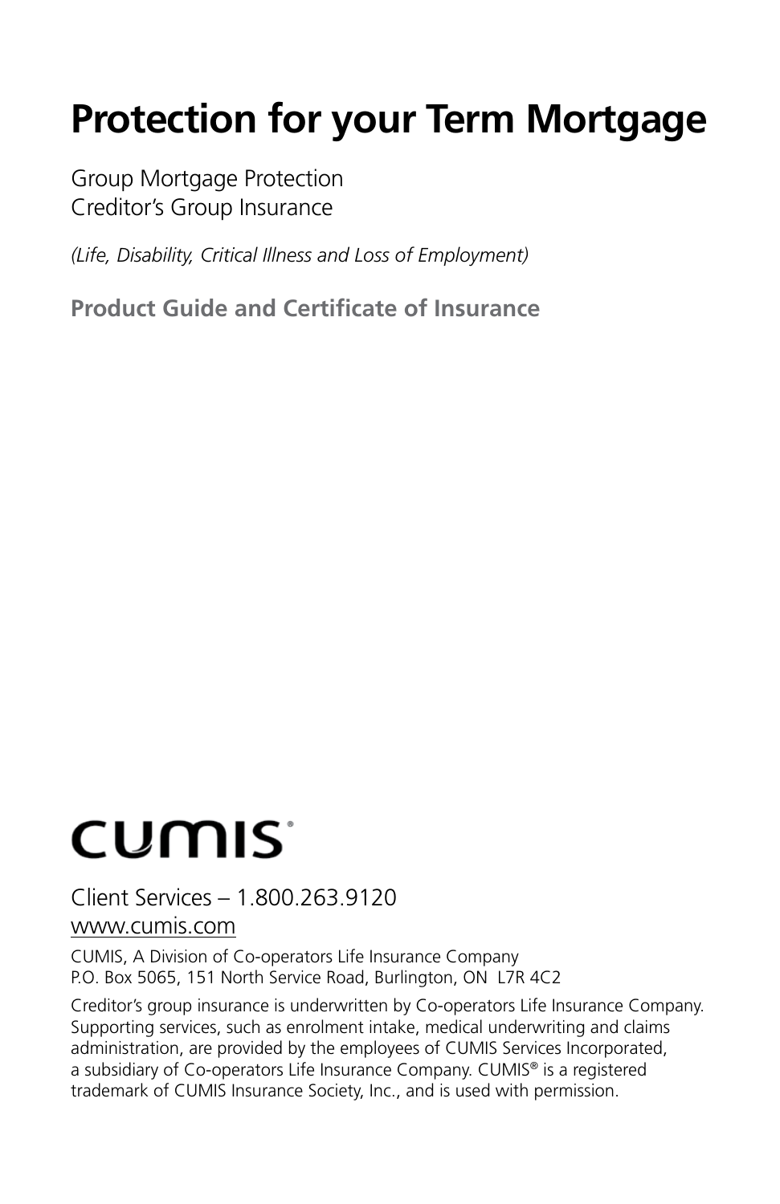# Protection for your Term Mortgage

Group Mortgage Protection
Creditor's Group Insurance

*(Life, Disability, Critical Illness and Loss of Employment)*

**Product Guide and Certificate of Insurance**

CUMIS®

Client Services – 1.800.263.9120
www.cumis.com

CUMIS, A Division of Co-operators Life Insurance Company
P.O. Box 5065, 151 North Service Road, Burlington, ON L7R 4C2

Creditor's group insurance is underwritten by Co-operators Life Insurance Company. Supporting services, such as enrolment intake, medical underwriting and claims administration, are provided by the employees of CUMIS Services Incorporated, a subsidiary of Co-operators Life Insurance Company. CUMIS® is a registered trademark of CUMIS Insurance Society, Inc., and is used with permission.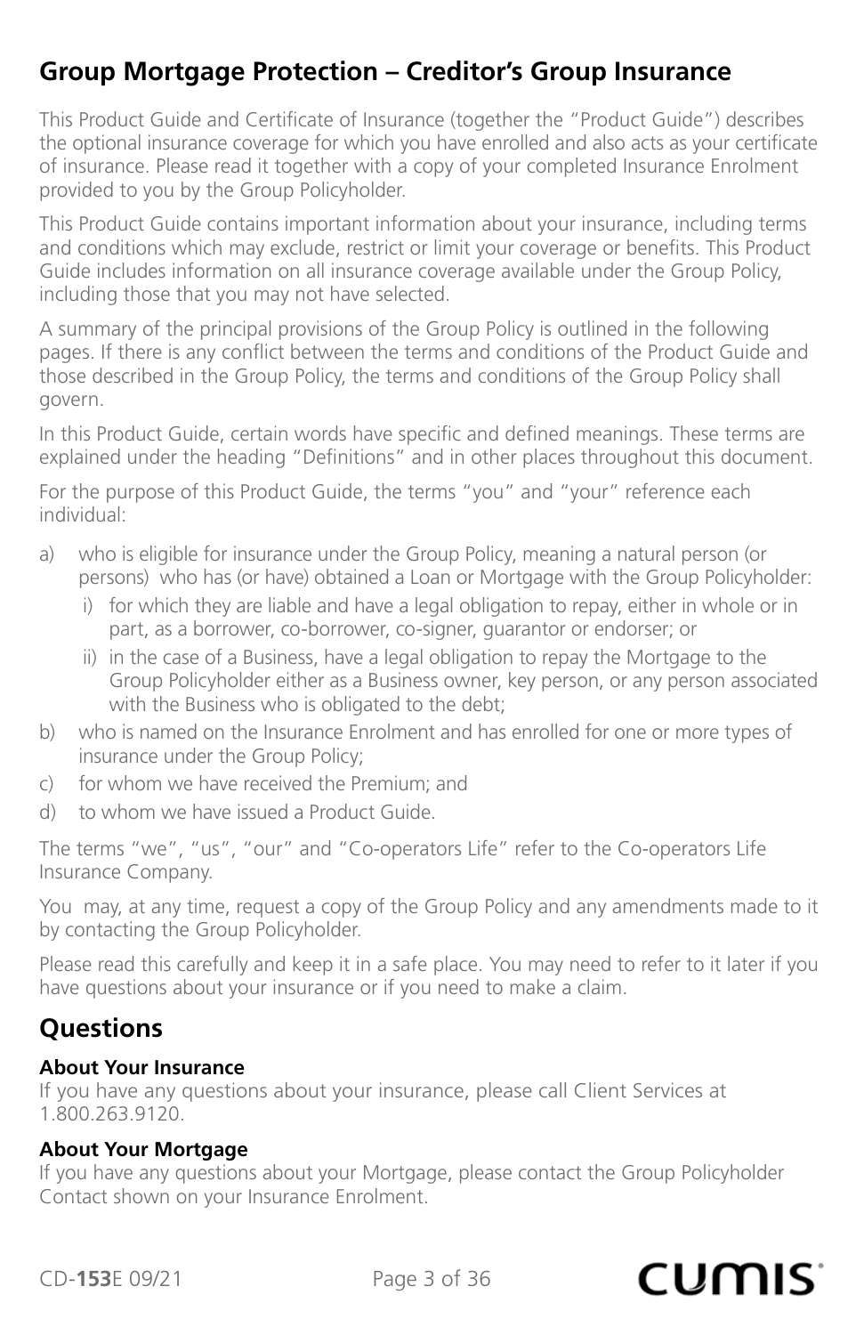## Group Mortgage Protection – Creditor's Group Insurance

This Product Guide and Certificate of Insurance (together the "Product Guide") describes the optional insurance coverage for which you have enrolled and also acts as your certificate of insurance. Please read it together with a copy of your completed Insurance Enrolment provided to you by the Group Policyholder.

This Product Guide contains important information about your insurance, including terms and conditions which may exclude, restrict or limit your coverage or benefits. This Product Guide includes information on all insurance coverage available under the Group Policy, including those that you may not have selected.

A summary of the principal provisions of the Group Policy is outlined in the following pages. If there is any conflict between the terms and conditions of the Product Guide and those described in the Group Policy, the terms and conditions of the Group Policy shall govern.

In this Product Guide, certain words have specific and defined meanings. These terms are explained under the heading "Definitions" and in other places throughout this document.

For the purpose of this Product Guide, the terms "you" and "your" reference each individual:

a) who is eligible for insurance under the Group Policy, meaning a natural person (or persons) who has (or have) obtained a Loan or Mortgage with the Group Policyholder:
   i) for which they are liable and have a legal obligation to repay, either in whole or in part, as a borrower, co-borrower, co-signer, guarantor or endorser; or
   ii) in the case of a Business, have a legal obligation to repay the Mortgage to the Group Policyholder either as a Business owner, key person, or any person associated with the Business who is obligated to the debt;
b) who is named on the Insurance Enrolment and has enrolled for one or more types of insurance under the Group Policy;
c) for whom we have received the Premium; and
d) to whom we have issued a Product Guide.

The terms "we", "us", "our" and "Co-operators Life" refer to the Co-operators Life Insurance Company.

You may, at any time, request a copy of the Group Policy and any amendments made to it by contacting the Group Policyholder.

Please read this carefully and keep it in a safe place. You may need to refer to it later if you have questions about your insurance or if you need to make a claim.

## Questions

**About Your Insurance**
If you have any questions about your insurance, please call Client Services at 1.800.263.9120.

**About Your Mortgage**
If you have any questions about your Mortgage, please contact the Group Policyholder Contact shown on your Insurance Enrolment.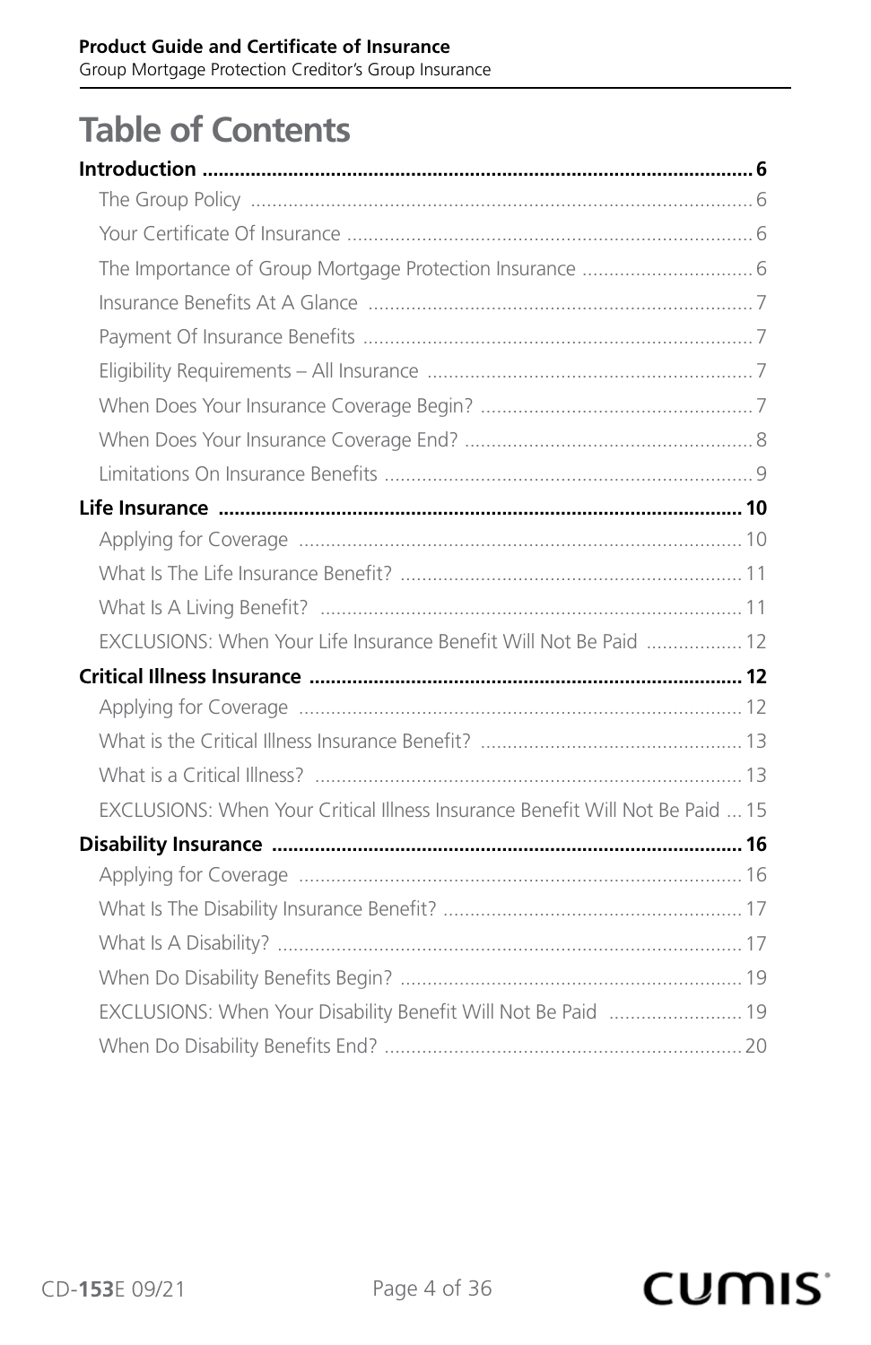# Table of Contents

**Introduction** ........ 6

- The Group Policy ........ 6
- Your Certificate Of Insurance ........ 6
- The Importance of Group Mortgage Protection Insurance ........ 6
- Insurance Benefits At A Glance ........ 7
- Payment Of Insurance Benefits ........ 7
- Eligibility Requirements – All Insurance ........ 7
- When Does Your Insurance Coverage Begin? ........ 7
- When Does Your Insurance Coverage End? ........ 8
- Limitations On Insurance Benefits ........ 9

**Life Insurance** ........ 10

- Applying for Coverage ........ 10
- What Is The Life Insurance Benefit? ........ 11
- What Is A Living Benefit? ........ 11
- EXCLUSIONS: When Your Life Insurance Benefit Will Not Be Paid ........ 12

**Critical Illness Insurance** ........ 12

- Applying for Coverage ........ 12
- What is the Critical Illness Insurance Benefit? ........ 13
- What is a Critical Illness? ........ 13
- EXCLUSIONS: When Your Critical Illness Insurance Benefit Will Not Be Paid ........ 15

**Disability Insurance** ........ 16

- Applying for Coverage ........ 16
- What Is The Disability Insurance Benefit? ........ 17
- What Is A Disability? ........ 17
- When Do Disability Benefits Begin? ........ 19
- EXCLUSIONS: When Your Disability Benefit Will Not Be Paid ........ 19
- When Do Disability Benefits End? ........ 20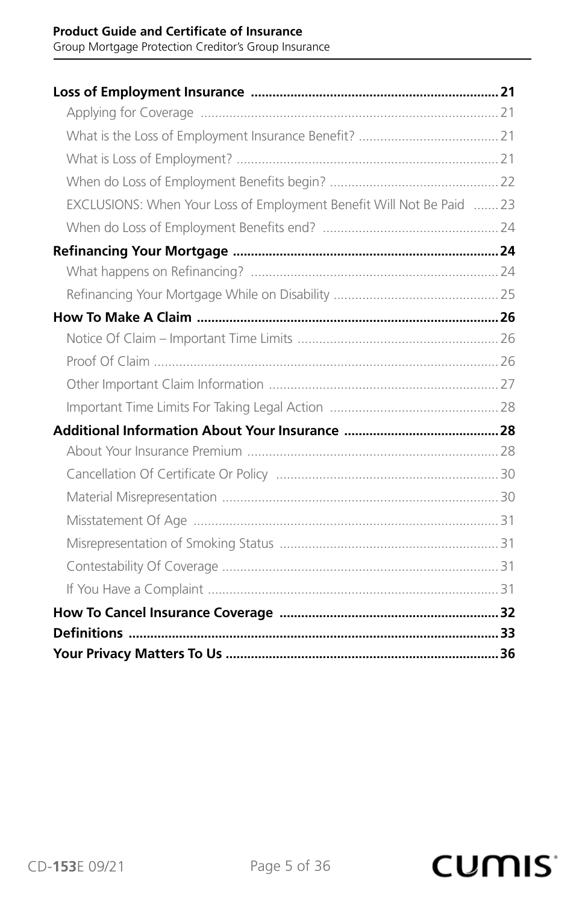**Loss of Employment Insurance** .................................................................... 21

- Applying for Coverage .................................................................................. 21
- What is the Loss of Employment Insurance Benefit? ...................................... 21
- What is Loss of Employment? ........................................................................ 21
- When do Loss of Employment Benefits begin? .............................................. 22
- EXCLUSIONS: When Your Loss of Employment Benefit Will Not Be Paid ....... 23
- When do Loss of Employment Benefits end? ................................................ 24

**Refinancing Your Mortgage** .......................................................................... 24

- What happens on Refinancing? .................................................................... 24
- Refinancing Your Mortgage While on Disability ............................................. 25

**How To Make A Claim** ................................................................................... 26

- Notice Of Claim – Important Time Limits ....................................................... 26
- Proof Of Claim ............................................................................................... 26
- Other Important Claim Information ............................................................... 27
- Important Time Limits For Taking Legal Action ............................................... 28

**Additional Information About Your Insurance** ........................................... 28

- About Your Insurance Premium ..................................................................... 28
- Cancellation Of Certificate Or Policy ............................................................. 30
- Material Misrepresentation ............................................................................ 30
- Misstatement Of Age .................................................................................... 31
- Misrepresentation of Smoking Status ............................................................ 31
- Contestability Of Coverage ............................................................................ 31
- If You Have a Complaint ................................................................................ 31

**How To Cancel Insurance Coverage** ............................................................. 32

**Definitions** ..................................................................................................... 33

**Your Privacy Matters To Us** ........................................................................... 36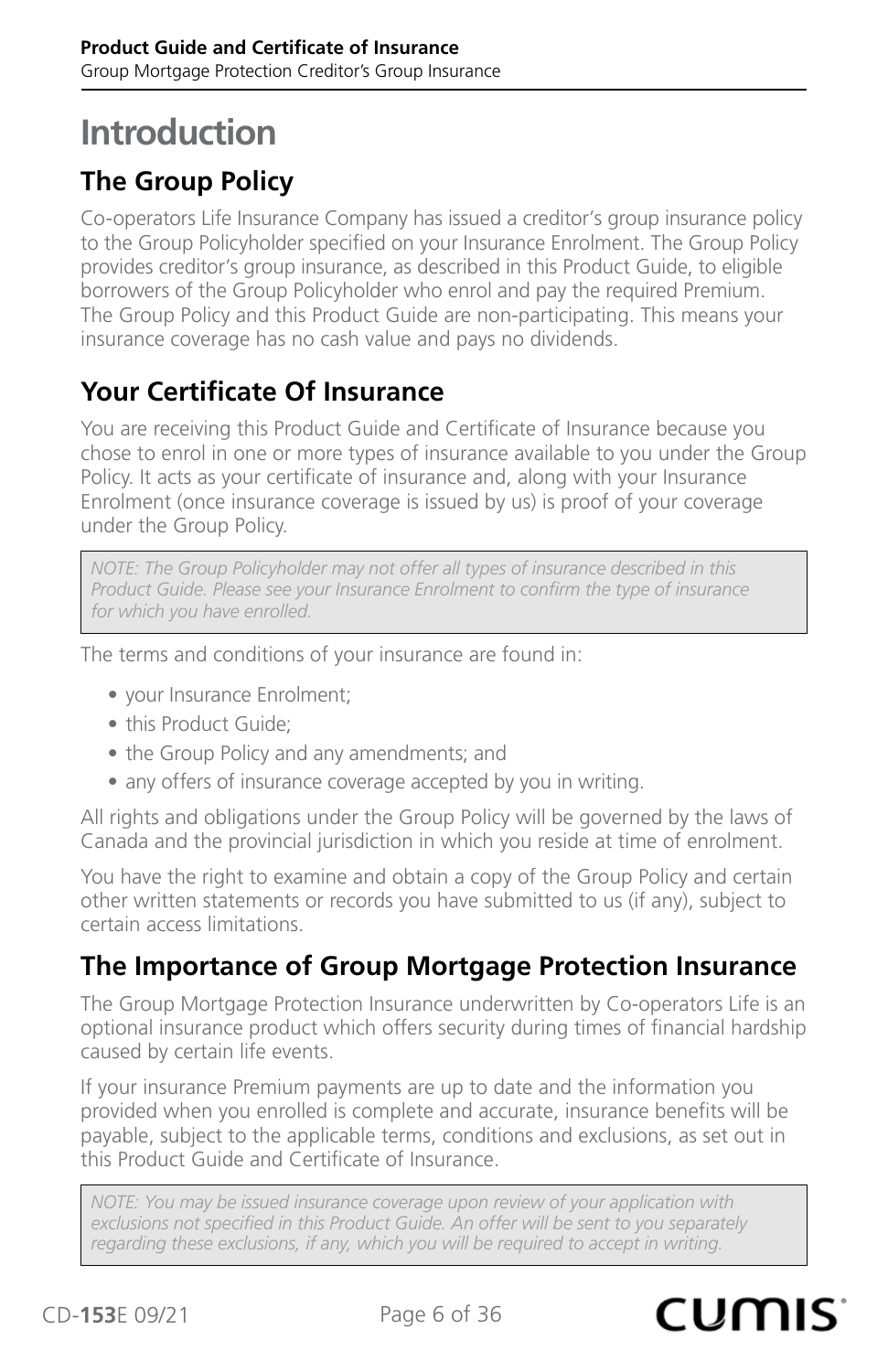# Introduction

## The Group Policy

Co-operators Life Insurance Company has issued a creditor's group insurance policy to the Group Policyholder specified on your Insurance Enrolment. The Group Policy provides creditor's group insurance, as described in this Product Guide, to eligible borrowers of the Group Policyholder who enrol and pay the required Premium. The Group Policy and this Product Guide are non-participating. This means your insurance coverage has no cash value and pays no dividends.

## Your Certificate Of Insurance

You are receiving this Product Guide and Certificate of Insurance because you chose to enrol in one or more types of insurance available to you under the Group Policy. It acts as your certificate of insurance and, along with your Insurance Enrolment (once insurance coverage is issued by us) is proof of your coverage under the Group Policy.

> *NOTE: The Group Policyholder may not offer all types of insurance described in this Product Guide. Please see your Insurance Enrolment to confirm the type of insurance for which you have enrolled.*

The terms and conditions of your insurance are found in:

- your Insurance Enrolment;
- this Product Guide;
- the Group Policy and any amendments; and
- any offers of insurance coverage accepted by you in writing.

All rights and obligations under the Group Policy will be governed by the laws of Canada and the provincial jurisdiction in which you reside at time of enrolment.

You have the right to examine and obtain a copy of the Group Policy and certain other written statements or records you have submitted to us (if any), subject to certain access limitations.

## The Importance of Group Mortgage Protection Insurance

The Group Mortgage Protection Insurance underwritten by Co-operators Life is an optional insurance product which offers security during times of financial hardship caused by certain life events.

If your insurance Premium payments are up to date and the information you provided when you enrolled is complete and accurate, insurance benefits will be payable, subject to the applicable terms, conditions and exclusions, as set out in this Product Guide and Certificate of Insurance.

> *NOTE: You may be issued insurance coverage upon review of your application with exclusions not specified in this Product Guide. An offer will be sent to you separately regarding these exclusions, if any, which you will be required to accept in writing.*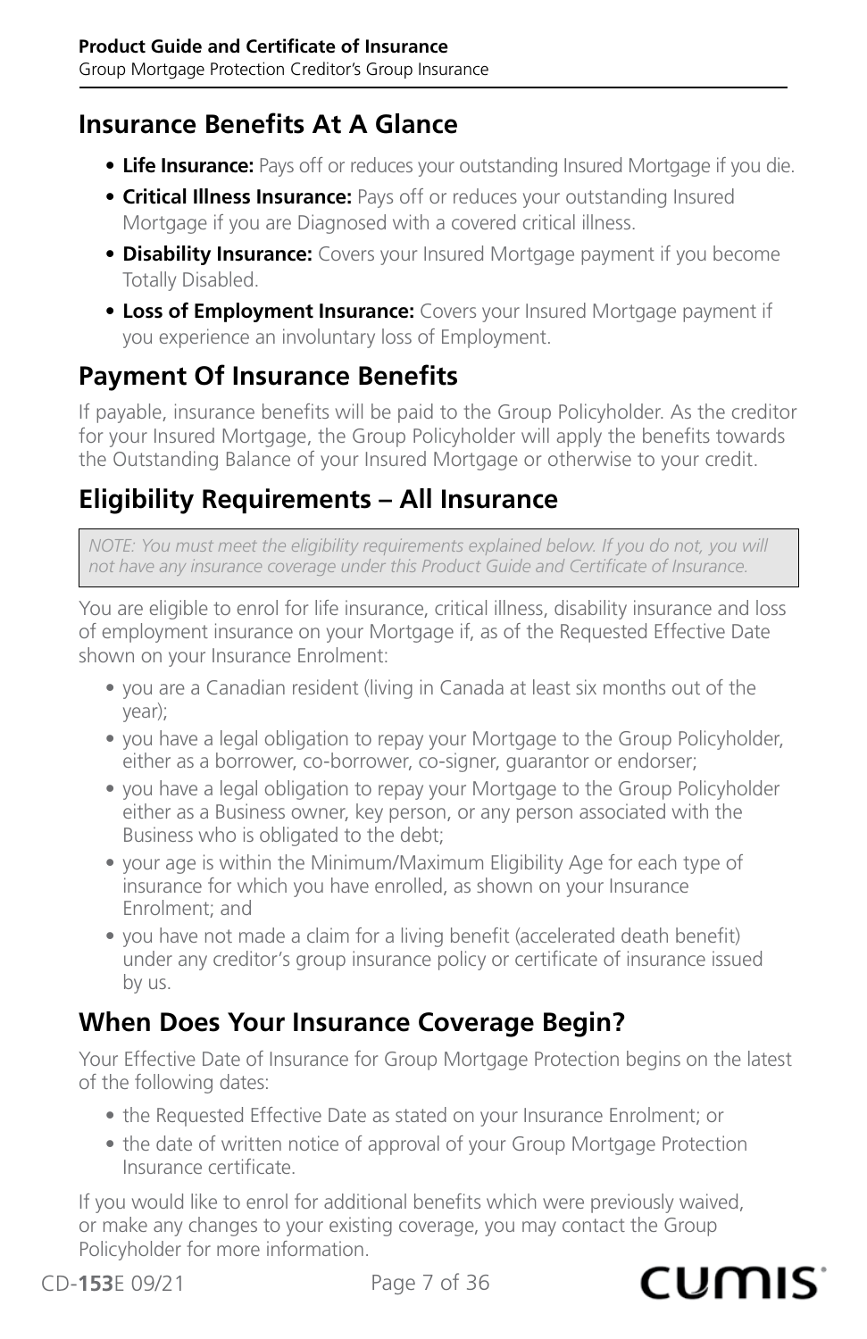## Insurance Benefits At A Glance

- **Life Insurance:** Pays off or reduces your outstanding Insured Mortgage if you die.
- **Critical Illness Insurance:** Pays off or reduces your outstanding Insured Mortgage if you are Diagnosed with a covered critical illness.
- **Disability Insurance:** Covers your Insured Mortgage payment if you become Totally Disabled.
- **Loss of Employment Insurance:** Covers your Insured Mortgage payment if you experience an involuntary loss of Employment.

## Payment Of Insurance Benefits

If payable, insurance benefits will be paid to the Group Policyholder. As the creditor for your Insured Mortgage, the Group Policyholder will apply the benefits towards the Outstanding Balance of your Insured Mortgage or otherwise to your credit.

## Eligibility Requirements – All Insurance

*NOTE: You must meet the eligibility requirements explained below. If you do not, you will not have any insurance coverage under this Product Guide and Certificate of Insurance.*

You are eligible to enrol for life insurance, critical illness, disability insurance and loss of employment insurance on your Mortgage if, as of the Requested Effective Date shown on your Insurance Enrolment:

- you are a Canadian resident (living in Canada at least six months out of the year);
- you have a legal obligation to repay your Mortgage to the Group Policyholder, either as a borrower, co-borrower, co-signer, guarantor or endorser;
- you have a legal obligation to repay your Mortgage to the Group Policyholder either as a Business owner, key person, or any person associated with the Business who is obligated to the debt;
- your age is within the Minimum/Maximum Eligibility Age for each type of insurance for which you have enrolled, as shown on your Insurance Enrolment; and
- you have not made a claim for a living benefit (accelerated death benefit) under any creditor's group insurance policy or certificate of insurance issued by us.

## When Does Your Insurance Coverage Begin?

Your Effective Date of Insurance for Group Mortgage Protection begins on the latest of the following dates:

- the Requested Effective Date as stated on your Insurance Enrolment; or
- the date of written notice of approval of your Group Mortgage Protection Insurance certificate.

If you would like to enrol for additional benefits which were previously waived, or make any changes to your existing coverage, you may contact the Group Policyholder for more information.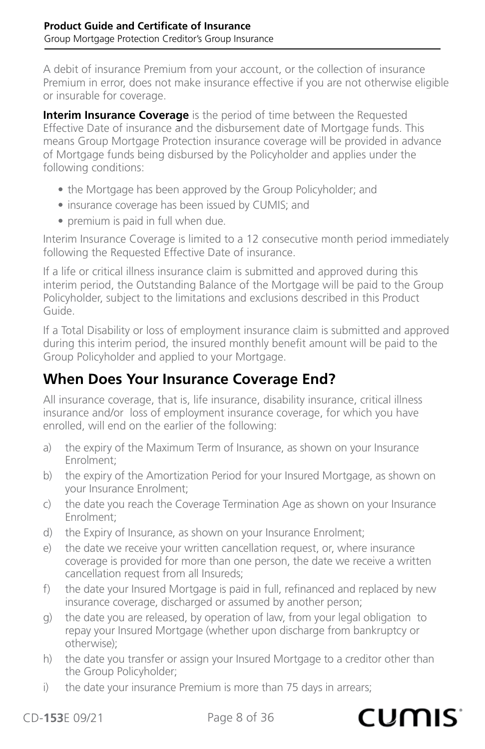A debit of insurance Premium from your account, or the collection of insurance Premium in error, does not make insurance effective if you are not otherwise eligible or insurable for coverage.

**Interim Insurance Coverage** is the period of time between the Requested Effective Date of insurance and the disbursement date of Mortgage funds. This means Group Mortgage Protection insurance coverage will be provided in advance of Mortgage funds being disbursed by the Policyholder and applies under the following conditions:

- the Mortgage has been approved by the Group Policyholder; and
- insurance coverage has been issued by CUMIS; and
- premium is paid in full when due.

Interim Insurance Coverage is limited to a 12 consecutive month period immediately following the Requested Effective Date of insurance.

If a life or critical illness insurance claim is submitted and approved during this interim period, the Outstanding Balance of the Mortgage will be paid to the Group Policyholder, subject to the limitations and exclusions described in this Product Guide.

If a Total Disability or loss of employment insurance claim is submitted and approved during this interim period, the insured monthly benefit amount will be paid to the Group Policyholder and applied to your Mortgage.

## When Does Your Insurance Coverage End?

All insurance coverage, that is, life insurance, disability insurance, critical illness insurance and/or loss of employment insurance coverage, for which you have enrolled, will end on the earlier of the following:

a) the expiry of the Maximum Term of Insurance, as shown on your Insurance Enrolment;

b) the expiry of the Amortization Period for your Insured Mortgage, as shown on your Insurance Enrolment;

c) the date you reach the Coverage Termination Age as shown on your Insurance Enrolment;

d) the Expiry of Insurance, as shown on your Insurance Enrolment;

e) the date we receive your written cancellation request, or, where insurance coverage is provided for more than one person, the date we receive a written cancellation request from all Insureds;

f) the date your Insured Mortgage is paid in full, refinanced and replaced by new insurance coverage, discharged or assumed by another person;

g) the date you are released, by operation of law, from your legal obligation to repay your Insured Mortgage (whether upon discharge from bankruptcy or otherwise);

h) the date you transfer or assign your Insured Mortgage to a creditor other than the Group Policyholder;

i) the date your insurance Premium is more than 75 days in arrears;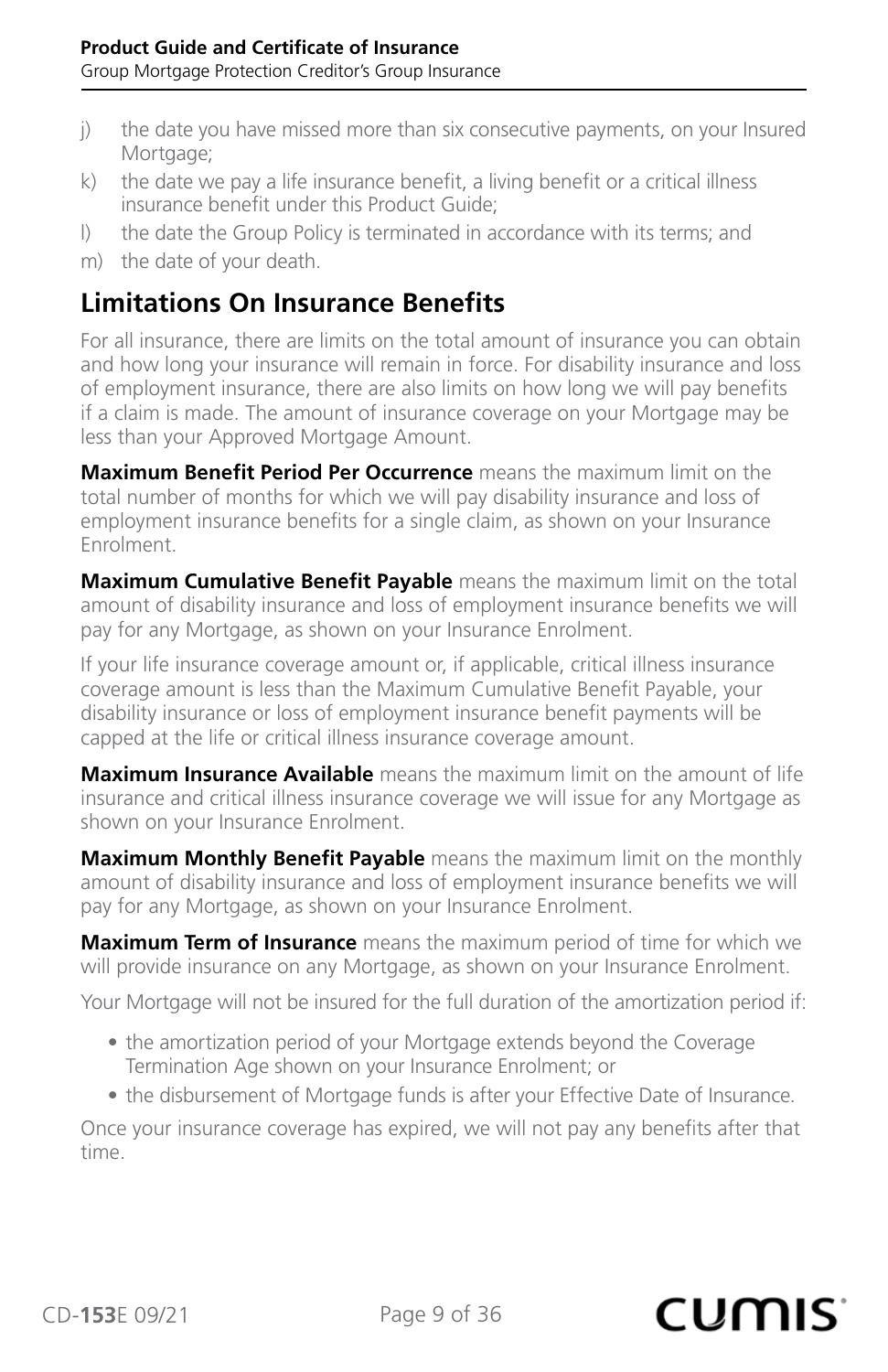j) the date you have missed more than six consecutive payments, on your Insured Mortgage;
k) the date we pay a life insurance benefit, a living benefit or a critical illness insurance benefit under this Product Guide;
l) the date the Group Policy is terminated in accordance with its terms; and
m) the date of your death.

## Limitations On Insurance Benefits

For all insurance, there are limits on the total amount of insurance you can obtain and how long your insurance will remain in force. For disability insurance and loss of employment insurance, there are also limits on how long we will pay benefits if a claim is made. The amount of insurance coverage on your Mortgage may be less than your Approved Mortgage Amount.

**Maximum Benefit Period Per Occurrence** means the maximum limit on the total number of months for which we will pay disability insurance and loss of employment insurance benefits for a single claim, as shown on your Insurance Enrolment.

**Maximum Cumulative Benefit Payable** means the maximum limit on the total amount of disability insurance and loss of employment insurance benefits we will pay for any Mortgage, as shown on your Insurance Enrolment.

If your life insurance coverage amount or, if applicable, critical illness insurance coverage amount is less than the Maximum Cumulative Benefit Payable, your disability insurance or loss of employment insurance benefit payments will be capped at the life or critical illness insurance coverage amount.

**Maximum Insurance Available** means the maximum limit on the amount of life insurance and critical illness insurance coverage we will issue for any Mortgage as shown on your Insurance Enrolment.

**Maximum Monthly Benefit Payable** means the maximum limit on the monthly amount of disability insurance and loss of employment insurance benefits we will pay for any Mortgage, as shown on your Insurance Enrolment.

**Maximum Term of Insurance** means the maximum period of time for which we will provide insurance on any Mortgage, as shown on your Insurance Enrolment.

Your Mortgage will not be insured for the full duration of the amortization period if:

- the amortization period of your Mortgage extends beyond the Coverage Termination Age shown on your Insurance Enrolment; or
- the disbursement of Mortgage funds is after your Effective Date of Insurance.

Once your insurance coverage has expired, we will not pay any benefits after that time.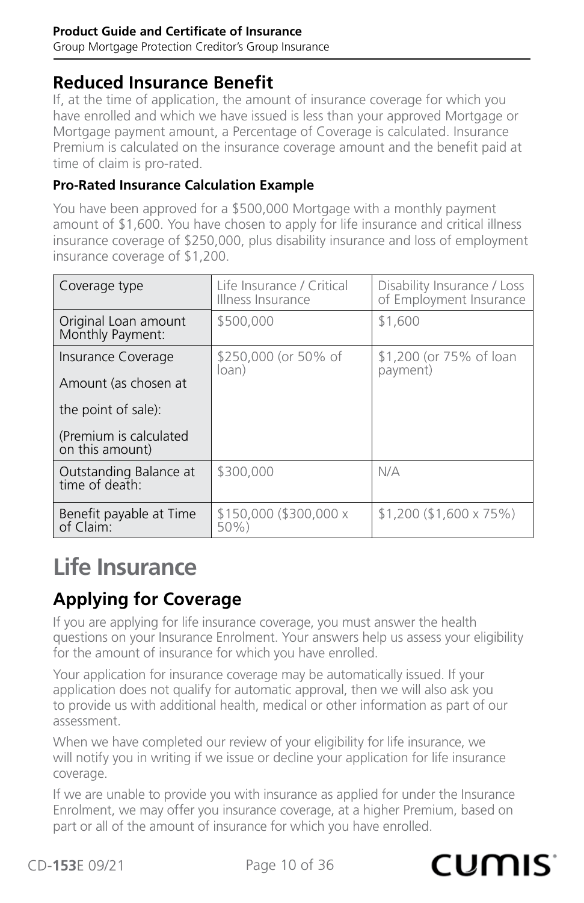## Reduced Insurance Benefit

If, at the time of application, the amount of insurance coverage for which you have enrolled and which we have issued is less than your approved Mortgage or Mortgage payment amount, a Percentage of Coverage is calculated. Insurance Premium is calculated on the insurance coverage amount and the benefit paid at time of claim is pro-rated.

### Pro-Rated Insurance Calculation Example

You have been approved for a $500,000 Mortgage with a monthly payment amount of $1,600. You have chosen to apply for life insurance and critical illness insurance coverage of $250,000, plus disability insurance and loss of employment insurance coverage of $1,200.

| Coverage type | Life Insurance / Critical Illness Insurance | Disability Insurance / Loss of Employment Insurance |
|---|---|---|
| Original Loan amount Monthly Payment: | $500,000 | $1,600 |
| Insurance Coverage Amount (as chosen at the point of sale): (Premium is calculated on this amount) | $250,000 (or 50% of loan) | $1,200 (or 75% of loan payment) |
| Outstanding Balance at time of death: | $300,000 | N/A |
| Benefit payable at Time of Claim: | $150,000 ($300,000 x 50%) | $1,200 ($1,600 x 75%) |

# Life Insurance

## Applying for Coverage

If you are applying for life insurance coverage, you must answer the health questions on your Insurance Enrolment. Your answers help us assess your eligibility for the amount of insurance for which you have enrolled.

Your application for insurance coverage may be automatically issued. If your application does not qualify for automatic approval, then we will also ask you to provide us with additional health, medical or other information as part of our assessment.

When we have completed our review of your eligibility for life insurance, we will notify you in writing if we issue or decline your application for life insurance coverage.

If we are unable to provide you with insurance as applied for under the Insurance Enrolment, we may offer you insurance coverage, at a higher Premium, based on part or all of the amount of insurance for which you have enrolled.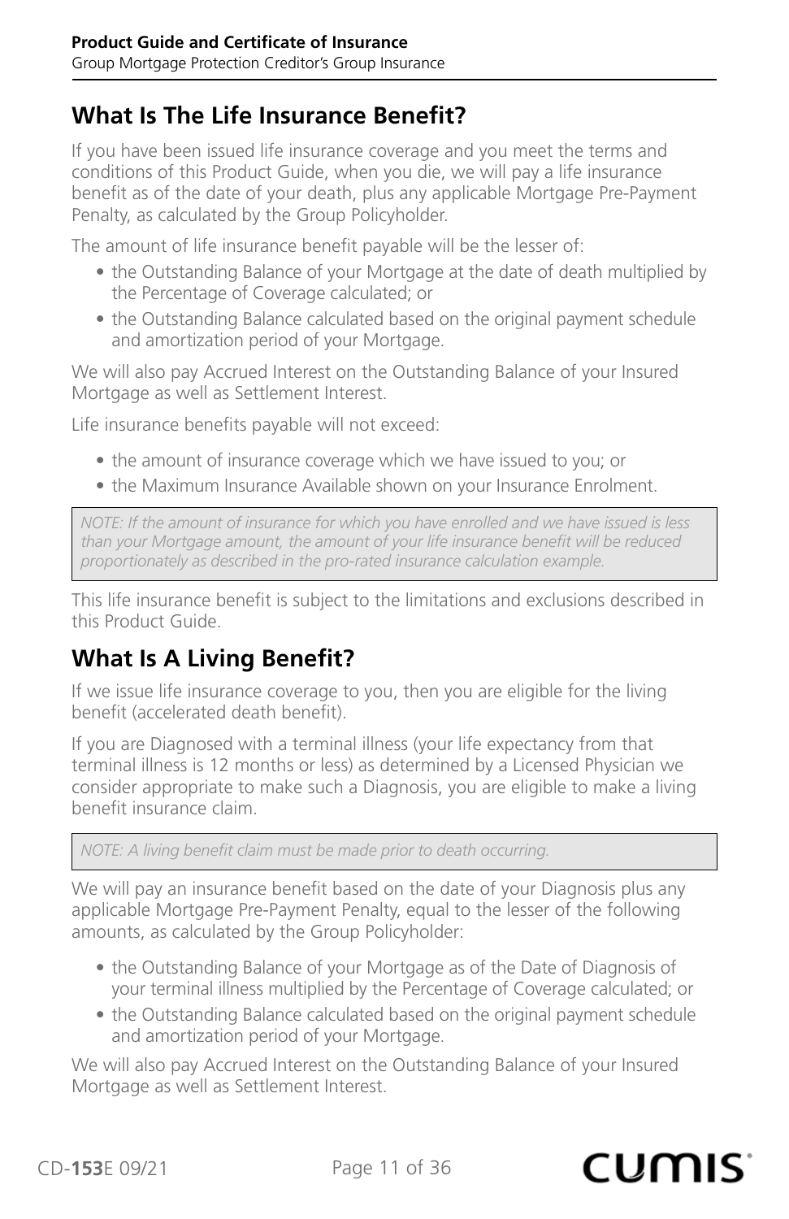## What Is The Life Insurance Benefit?

If you have been issued life insurance coverage and you meet the terms and conditions of this Product Guide, when you die, we will pay a life insurance benefit as of the date of your death, plus any applicable Mortgage Pre-Payment Penalty, as calculated by the Group Policyholder.

The amount of life insurance benefit payable will be the lesser of:

- the Outstanding Balance of your Mortgage at the date of death multiplied by the Percentage of Coverage calculated; or
- the Outstanding Balance calculated based on the original payment schedule and amortization period of your Mortgage.

We will also pay Accrued Interest on the Outstanding Balance of your Insured Mortgage as well as Settlement Interest.

Life insurance benefits payable will not exceed:

- the amount of insurance coverage which we have issued to you; or
- the Maximum Insurance Available shown on your Insurance Enrolment.

> *NOTE: If the amount of insurance for which you have enrolled and we have issued is less than your Mortgage amount, the amount of your life insurance benefit will be reduced proportionately as described in the pro-rated insurance calculation example.*

This life insurance benefit is subject to the limitations and exclusions described in this Product Guide.

## What Is A Living Benefit?

If we issue life insurance coverage to you, then you are eligible for the living benefit (accelerated death benefit).

If you are Diagnosed with a terminal illness (your life expectancy from that terminal illness is 12 months or less) as determined by a Licensed Physician we consider appropriate to make such a Diagnosis, you are eligible to make a living benefit insurance claim.

> *NOTE: A living benefit claim must be made prior to death occurring.*

We will pay an insurance benefit based on the date of your Diagnosis plus any applicable Mortgage Pre-Payment Penalty, equal to the lesser of the following amounts, as calculated by the Group Policyholder:

- the Outstanding Balance of your Mortgage as of the Date of Diagnosis of your terminal illness multiplied by the Percentage of Coverage calculated; or
- the Outstanding Balance calculated based on the original payment schedule and amortization period of your Mortgage.

We will also pay Accrued Interest on the Outstanding Balance of your Insured Mortgage as well as Settlement Interest.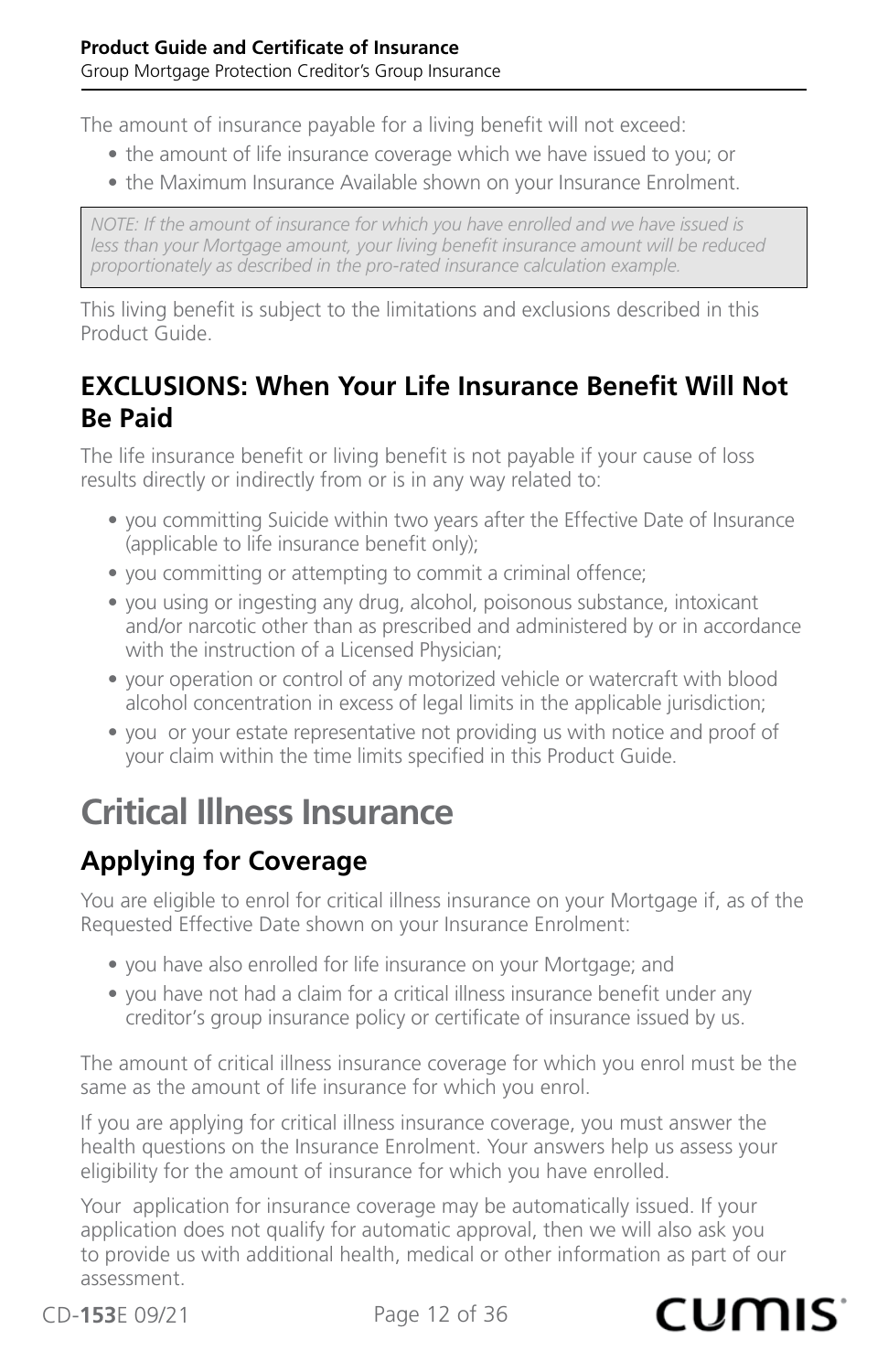The amount of insurance payable for a living benefit will not exceed:

- the amount of life insurance coverage which we have issued to you; or
- the Maximum Insurance Available shown on your Insurance Enrolment.

*NOTE: If the amount of insurance for which you have enrolled and we have issued is less than your Mortgage amount, your living benefit insurance amount will be reduced proportionately as described in the pro-rated insurance calculation example.*

This living benefit is subject to the limitations and exclusions described in this Product Guide.

## EXCLUSIONS: When Your Life Insurance Benefit Will Not Be Paid

The life insurance benefit or living benefit is not payable if your cause of loss results directly or indirectly from or is in any way related to:

- you committing Suicide within two years after the Effective Date of Insurance (applicable to life insurance benefit only);
- you committing or attempting to commit a criminal offence;
- you using or ingesting any drug, alcohol, poisonous substance, intoxicant and/or narcotic other than as prescribed and administered by or in accordance with the instruction of a Licensed Physician;
- your operation or control of any motorized vehicle or watercraft with blood alcohol concentration in excess of legal limits in the applicable jurisdiction;
- you or your estate representative not providing us with notice and proof of your claim within the time limits specified in this Product Guide.

# Critical Illness Insurance

## Applying for Coverage

You are eligible to enrol for critical illness insurance on your Mortgage if, as of the Requested Effective Date shown on your Insurance Enrolment:

- you have also enrolled for life insurance on your Mortgage; and
- you have not had a claim for a critical illness insurance benefit under any creditor's group insurance policy or certificate of insurance issued by us.

The amount of critical illness insurance coverage for which you enrol must be the same as the amount of life insurance for which you enrol.

If you are applying for critical illness insurance coverage, you must answer the health questions on the Insurance Enrolment. Your answers help us assess your eligibility for the amount of insurance for which you have enrolled.

Your application for insurance coverage may be automatically issued. If your application does not qualify for automatic approval, then we will also ask you to provide us with additional health, medical or other information as part of our assessment.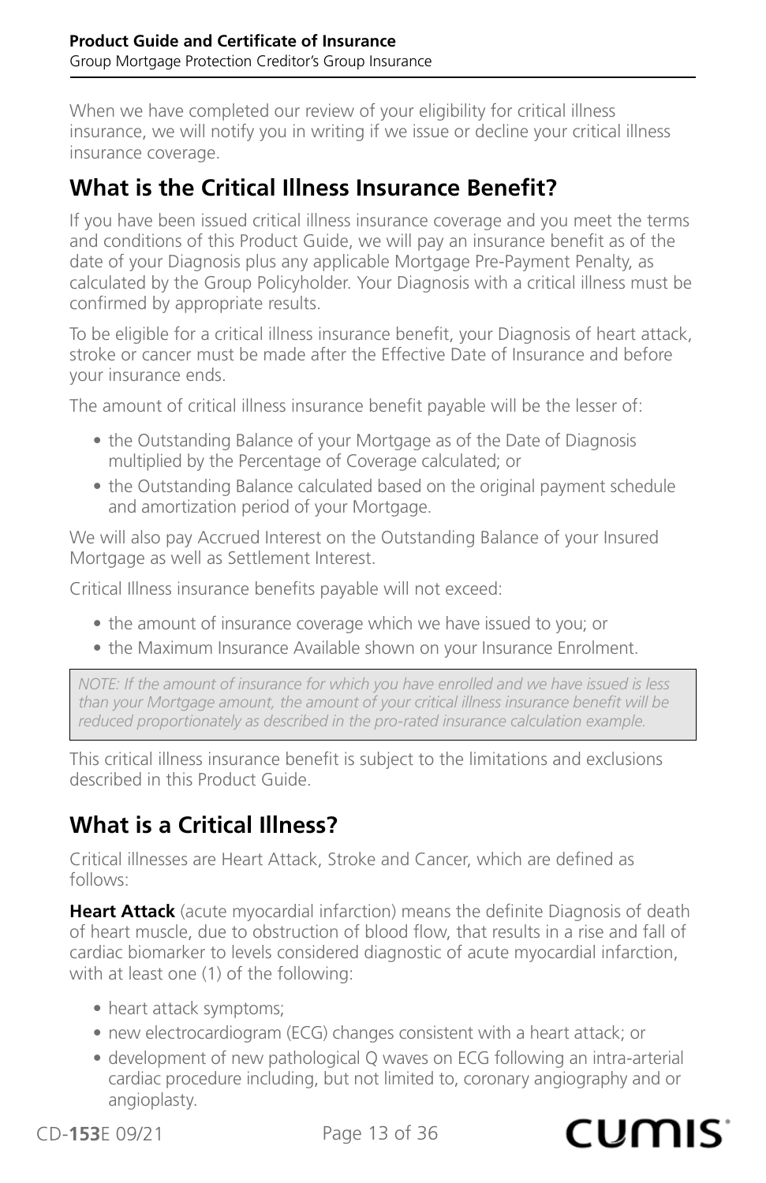When we have completed our review of your eligibility for critical illness insurance, we will notify you in writing if we issue or decline your critical illness insurance coverage.

## What is the Critical Illness Insurance Benefit?

If you have been issued critical illness insurance coverage and you meet the terms and conditions of this Product Guide, we will pay an insurance benefit as of the date of your Diagnosis plus any applicable Mortgage Pre-Payment Penalty, as calculated by the Group Policyholder. Your Diagnosis with a critical illness must be confirmed by appropriate results.

To be eligible for a critical illness insurance benefit, your Diagnosis of heart attack, stroke or cancer must be made after the Effective Date of Insurance and before your insurance ends.

The amount of critical illness insurance benefit payable will be the lesser of:

- the Outstanding Balance of your Mortgage as of the Date of Diagnosis multiplied by the Percentage of Coverage calculated; or
- the Outstanding Balance calculated based on the original payment schedule and amortization period of your Mortgage.

We will also pay Accrued Interest on the Outstanding Balance of your Insured Mortgage as well as Settlement Interest.

Critical Illness insurance benefits payable will not exceed:

- the amount of insurance coverage which we have issued to you; or
- the Maximum Insurance Available shown on your Insurance Enrolment.

*NOTE: If the amount of insurance for which you have enrolled and we have issued is less than your Mortgage amount, the amount of your critical illness insurance benefit will be reduced proportionately as described in the pro-rated insurance calculation example.*

This critical illness insurance benefit is subject to the limitations and exclusions described in this Product Guide.

## What is a Critical Illness?

Critical illnesses are Heart Attack, Stroke and Cancer, which are defined as follows:

**Heart Attack** (acute myocardial infarction) means the definite Diagnosis of death of heart muscle, due to obstruction of blood flow, that results in a rise and fall of cardiac biomarker to levels considered diagnostic of acute myocardial infarction, with at least one (1) of the following:

- heart attack symptoms;
- new electrocardiogram (ECG) changes consistent with a heart attack; or
- development of new pathological Q waves on ECG following an intra-arterial cardiac procedure including, but not limited to, coronary angiography and or angioplasty.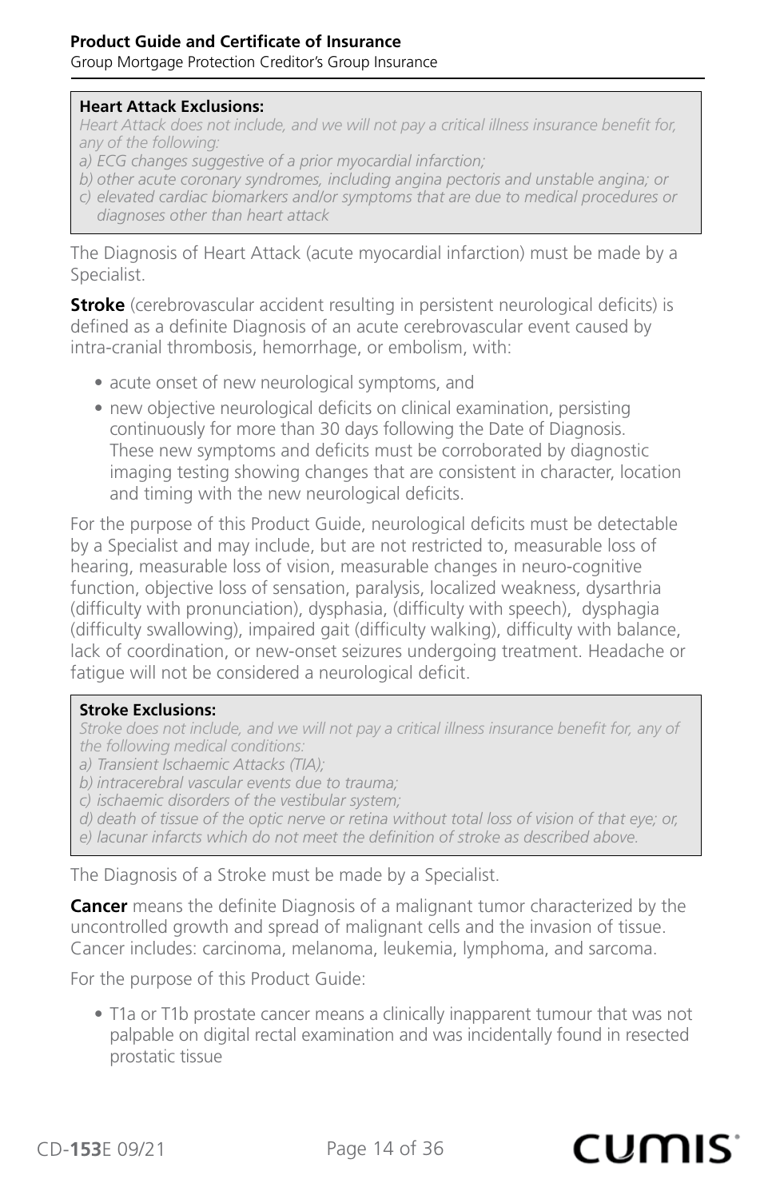**Heart Attack Exclusions:**

*Heart Attack does not include, and we will not pay a critical illness insurance benefit for, any of the following:*

*a) ECG changes suggestive of a prior myocardial infarction;*

*b) other acute coronary syndromes, including angina pectoris and unstable angina; or*

*c) elevated cardiac biomarkers and/or symptoms that are due to medical procedures or diagnoses other than heart attack*

The Diagnosis of Heart Attack (acute myocardial infarction) must be made by a Specialist.

**Stroke** (cerebrovascular accident resulting in persistent neurological deficits) is defined as a definite Diagnosis of an acute cerebrovascular event caused by intra-cranial thrombosis, hemorrhage, or embolism, with:

- acute onset of new neurological symptoms, and
- new objective neurological deficits on clinical examination, persisting continuously for more than 30 days following the Date of Diagnosis. These new symptoms and deficits must be corroborated by diagnostic imaging testing showing changes that are consistent in character, location and timing with the new neurological deficits.

For the purpose of this Product Guide, neurological deficits must be detectable by a Specialist and may include, but are not restricted to, measurable loss of hearing, measurable loss of vision, measurable changes in neuro-cognitive function, objective loss of sensation, paralysis, localized weakness, dysarthria (difficulty with pronunciation), dysphasia, (difficulty with speech), dysphagia (difficulty swallowing), impaired gait (difficulty walking), difficulty with balance, lack of coordination, or new-onset seizures undergoing treatment. Headache or fatigue will not be considered a neurological deficit.

**Stroke Exclusions:**

*Stroke does not include, and we will not pay a critical illness insurance benefit for, any of the following medical conditions:*

*a) Transient Ischaemic Attacks (TIA);*

*b) intracerebral vascular events due to trauma;*

*c) ischaemic disorders of the vestibular system;*

*d) death of tissue of the optic nerve or retina without total loss of vision of that eye; or,*

*e) lacunar infarcts which do not meet the definition of stroke as described above.*

The Diagnosis of a Stroke must be made by a Specialist.

**Cancer** means the definite Diagnosis of a malignant tumor characterized by the uncontrolled growth and spread of malignant cells and the invasion of tissue. Cancer includes: carcinoma, melanoma, leukemia, lymphoma, and sarcoma.

For the purpose of this Product Guide:

- T1a or T1b prostate cancer means a clinically inapparent tumour that was not palpable on digital rectal examination and was incidentally found in resected prostatic tissue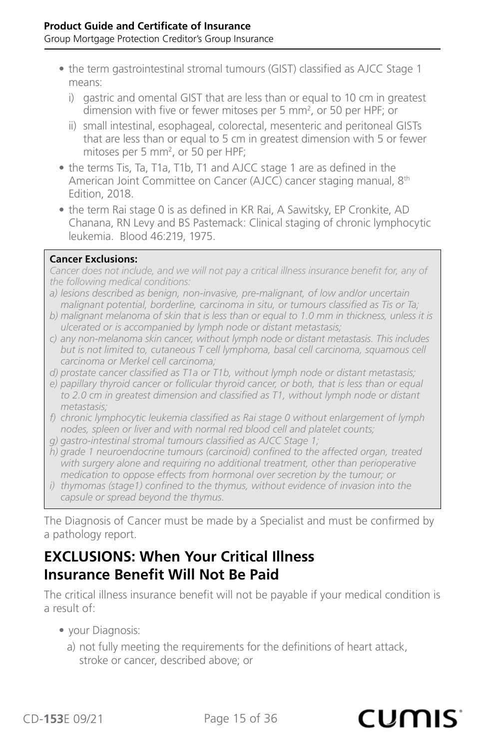- the term gastrointestinal stromal tumours (GIST) classified as AJCC Stage 1 means:
  - i) gastric and omental GIST that are less than or equal to 10 cm in greatest dimension with five or fewer mitoses per 5 $mm^2$, or 50 per HPF; or
  - ii) small intestinal, esophageal, colorectal, mesenteric and peritoneal GISTs that are less than or equal to 5 cm in greatest dimension with 5 or fewer mitoses per 5 $mm^2$, or 50 per HPF;
- the terms Tis, Ta, T1a, T1b, T1 and AJCC stage 1 are as defined in the American Joint Committee on Cancer (AJCC) cancer staging manual, 8th Edition, 2018.
- the term Rai stage 0 is as defined in KR Rai, A Sawitsky, EP Cronkite, AD Chanana, RN Levy and BS Pastemack: Clinical staging of chronic lymphocytic leukemia. Blood 46:219, 1975.

**Cancer Exclusions:**

*Cancer does not include, and we will not pay a critical illness insurance benefit for, any of the following medical conditions:*

*a) lesions described as benign, non-invasive, pre-malignant, of low and/or uncertain malignant potential, borderline, carcinoma in situ, or tumours classified as Tis or Ta;*

*b) malignant melanoma of skin that is less than or equal to 1.0 mm in thickness, unless it is ulcerated or is accompanied by lymph node or distant metastasis;*

*c) any non-melanoma skin cancer, without lymph node or distant metastasis. This includes but is not limited to, cutaneous T cell lymphoma, basal cell carcinoma, squamous cell carcinoma or Merkel cell carcinoma;*

*d) prostate cancer classified as T1a or T1b, without lymph node or distant metastasis;*

*e) papillary thyroid cancer or follicular thyroid cancer, or both, that is less than or equal to 2.0 cm in greatest dimension and classified as T1, without lymph node or distant metastasis;*

*f) chronic lymphocytic leukemia classified as Rai stage 0 without enlargement of lymph nodes, spleen or liver and with normal red blood cell and platelet counts;*

*g) gastro-intestinal stromal tumours classified as AJCC Stage 1;*

*h) grade 1 neuroendocrine tumours (carcinoid) confined to the affected organ, treated with surgery alone and requiring no additional treatment, other than perioperative medication to oppose effects from hormonal over secretion by the tumour; or*

*i) thymomas (stage1) confined to the thymus, without evidence of invasion into the capsule or spread beyond the thymus.*

The Diagnosis of Cancer must be made by a Specialist and must be confirmed by a pathology report.

## EXCLUSIONS: When Your Critical Illness Insurance Benefit Will Not Be Paid

The critical illness insurance benefit will not be payable if your medical condition is a result of:

- your Diagnosis:
  - a) not fully meeting the requirements for the definitions of heart attack, stroke or cancer, described above; or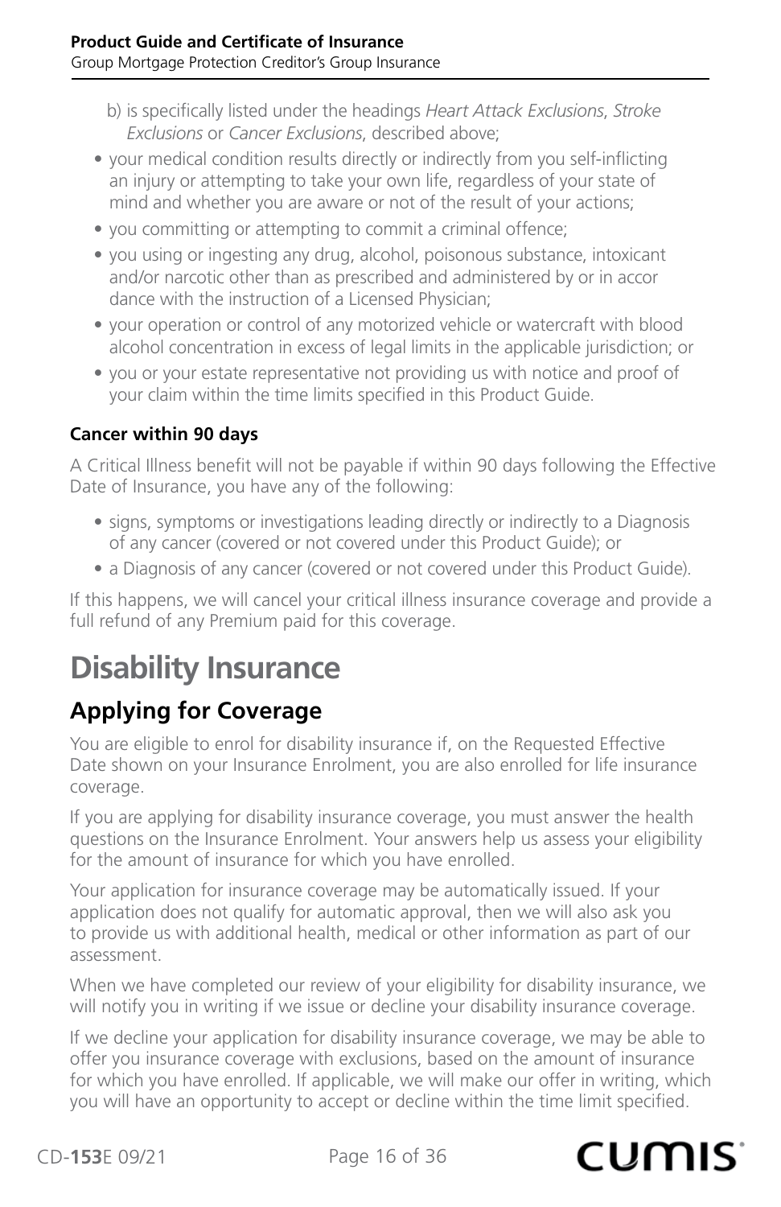b) is specifically listed under the headings *Heart Attack Exclusions*, *Stroke Exclusions* or *Cancer Exclusions*, described above;

- your medical condition results directly or indirectly from you self-inflicting an injury or attempting to take your own life, regardless of your state of mind and whether you are aware or not of the result of your actions;
- you committing or attempting to commit a criminal offence;
- you using or ingesting any drug, alcohol, poisonous substance, intoxicant and/or narcotic other than as prescribed and administered by or in accor dance with the instruction of a Licensed Physician;
- your operation or control of any motorized vehicle or watercraft with blood alcohol concentration in excess of legal limits in the applicable jurisdiction; or
- you or your estate representative not providing us with notice and proof of your claim within the time limits specified in this Product Guide.

**Cancer within 90 days**

A Critical Illness benefit will not be payable if within 90 days following the Effective Date of Insurance, you have any of the following:

- signs, symptoms or investigations leading directly or indirectly to a Diagnosis of any cancer (covered or not covered under this Product Guide); or
- a Diagnosis of any cancer (covered or not covered under this Product Guide).

If this happens, we will cancel your critical illness insurance coverage and provide a full refund of any Premium paid for this coverage.

# Disability Insurance

## Applying for Coverage

You are eligible to enrol for disability insurance if, on the Requested Effective Date shown on your Insurance Enrolment, you are also enrolled for life insurance coverage.

If you are applying for disability insurance coverage, you must answer the health questions on the Insurance Enrolment. Your answers help us assess your eligibility for the amount of insurance for which you have enrolled.

Your application for insurance coverage may be automatically issued. If your application does not qualify for automatic approval, then we will also ask you to provide us with additional health, medical or other information as part of our assessment.

When we have completed our review of your eligibility for disability insurance, we will notify you in writing if we issue or decline your disability insurance coverage.

If we decline your application for disability insurance coverage, we may be able to offer you insurance coverage with exclusions, based on the amount of insurance for which you have enrolled. If applicable, we will make our offer in writing, which you will have an opportunity to accept or decline within the time limit specified.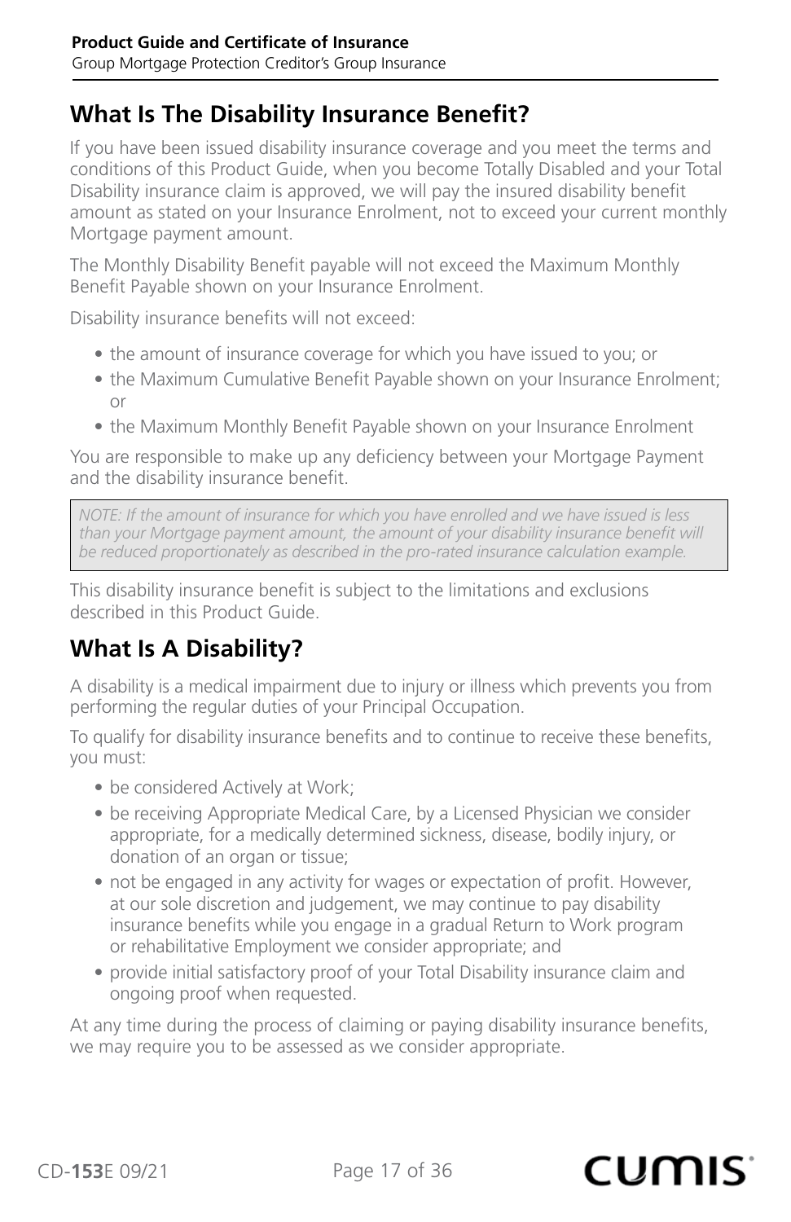## What Is The Disability Insurance Benefit?

If you have been issued disability insurance coverage and you meet the terms and conditions of this Product Guide, when you become Totally Disabled and your Total Disability insurance claim is approved, we will pay the insured disability benefit amount as stated on your Insurance Enrolment, not to exceed your current monthly Mortgage payment amount.

The Monthly Disability Benefit payable will not exceed the Maximum Monthly Benefit Payable shown on your Insurance Enrolment.

Disability insurance benefits will not exceed:

- the amount of insurance coverage for which you have issued to you; or
- the Maximum Cumulative Benefit Payable shown on your Insurance Enrolment; or
- the Maximum Monthly Benefit Payable shown on your Insurance Enrolment

You are responsible to make up any deficiency between your Mortgage Payment and the disability insurance benefit.

> *NOTE: If the amount of insurance for which you have enrolled and we have issued is less than your Mortgage payment amount, the amount of your disability insurance benefit will be reduced proportionately as described in the pro-rated insurance calculation example.*

This disability insurance benefit is subject to the limitations and exclusions described in this Product Guide.

## What Is A Disability?

A disability is a medical impairment due to injury or illness which prevents you from performing the regular duties of your Principal Occupation.

To qualify for disability insurance benefits and to continue to receive these benefits, you must:

- be considered Actively at Work;
- be receiving Appropriate Medical Care, by a Licensed Physician we consider appropriate, for a medically determined sickness, disease, bodily injury, or donation of an organ or tissue;
- not be engaged in any activity for wages or expectation of profit. However, at our sole discretion and judgement, we may continue to pay disability insurance benefits while you engage in a gradual Return to Work program or rehabilitative Employment we consider appropriate; and
- provide initial satisfactory proof of your Total Disability insurance claim and ongoing proof when requested.

At any time during the process of claiming or paying disability insurance benefits, we may require you to be assessed as we consider appropriate.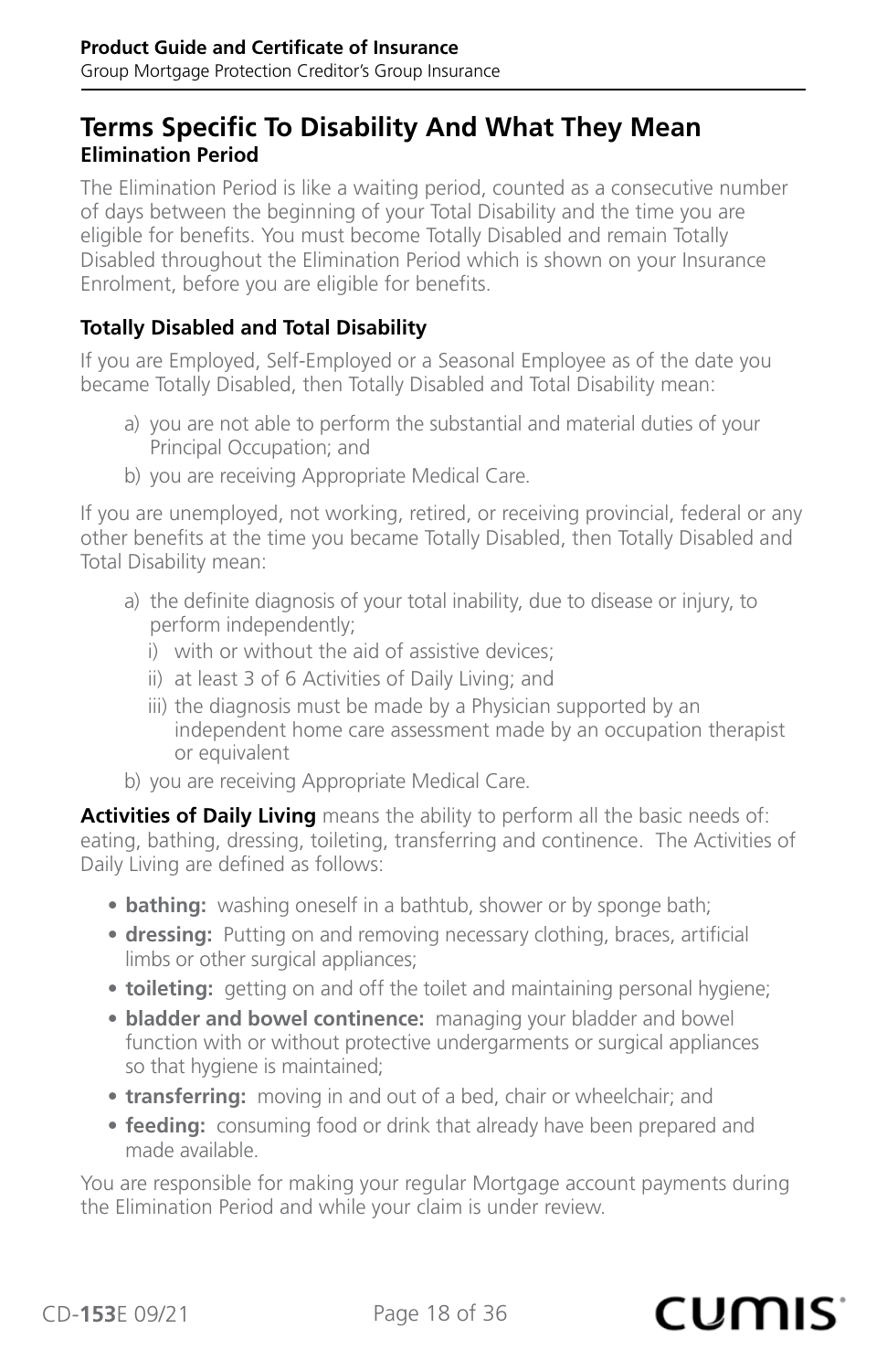## Terms Specific To Disability And What They Mean

### Elimination Period

The Elimination Period is like a waiting period, counted as a consecutive number of days between the beginning of your Total Disability and the time you are eligible for benefits. You must become Totally Disabled and remain Totally Disabled throughout the Elimination Period which is shown on your Insurance Enrolment, before you are eligible for benefits.

### Totally Disabled and Total Disability

If you are Employed, Self-Employed or a Seasonal Employee as of the date you became Totally Disabled, then Totally Disabled and Total Disability mean:

a) you are not able to perform the substantial and material duties of your Principal Occupation; and
b) you are receiving Appropriate Medical Care.

If you are unemployed, not working, retired, or receiving provincial, federal or any other benefits at the time you became Totally Disabled, then Totally Disabled and Total Disability mean:

a) the definite diagnosis of your total inability, due to disease or injury, to perform independently;
   i) with or without the aid of assistive devices;
   ii) at least 3 of 6 Activities of Daily Living; and
   iii) the diagnosis must be made by a Physician supported by an independent home care assessment made by an occupation therapist or equivalent
b) you are receiving Appropriate Medical Care.

**Activities of Daily Living** means the ability to perform all the basic needs of: eating, bathing, dressing, toileting, transferring and continence. The Activities of Daily Living are defined as follows:

- **bathing:** washing oneself in a bathtub, shower or by sponge bath;
- **dressing:** Putting on and removing necessary clothing, braces, artificial limbs or other surgical appliances;
- **toileting:** getting on and off the toilet and maintaining personal hygiene;
- **bladder and bowel continence:** managing your bladder and bowel function with or without protective undergarments or surgical appliances so that hygiene is maintained;
- **transferring:** moving in and out of a bed, chair or wheelchair; and
- **feeding:** consuming food or drink that already have been prepared and made available.

You are responsible for making your regular Mortgage account payments during the Elimination Period and while your claim is under review.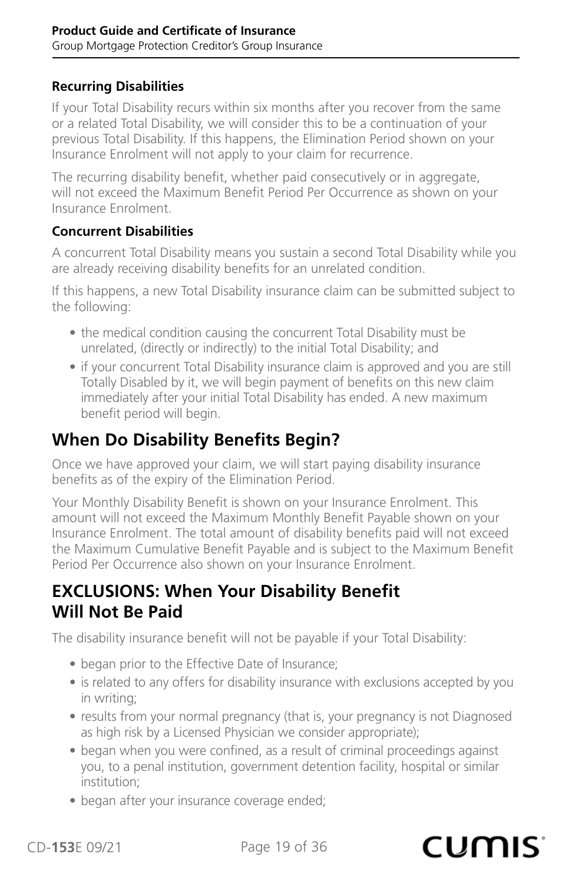### Recurring Disabilities

If your Total Disability recurs within six months after you recover from the same or a related Total Disability, we will consider this to be a continuation of your previous Total Disability. If this happens, the Elimination Period shown on your Insurance Enrolment will not apply to your claim for recurrence.

The recurring disability benefit, whether paid consecutively or in aggregate, will not exceed the Maximum Benefit Period Per Occurrence as shown on your Insurance Enrolment.

### Concurrent Disabilities

A concurrent Total Disability means you sustain a second Total Disability while you are already receiving disability benefits for an unrelated condition.

If this happens, a new Total Disability insurance claim can be submitted subject to the following:

- the medical condition causing the concurrent Total Disability must be unrelated, (directly or indirectly) to the initial Total Disability; and
- if your concurrent Total Disability insurance claim is approved and you are still Totally Disabled by it, we will begin payment of benefits on this new claim immediately after your initial Total Disability has ended. A new maximum benefit period will begin.

## When Do Disability Benefits Begin?

Once we have approved your claim, we will start paying disability insurance benefits as of the expiry of the Elimination Period.

Your Monthly Disability Benefit is shown on your Insurance Enrolment. This amount will not exceed the Maximum Monthly Benefit Payable shown on your Insurance Enrolment. The total amount of disability benefits paid will not exceed the Maximum Cumulative Benefit Payable and is subject to the Maximum Benefit Period Per Occurrence also shown on your Insurance Enrolment.

## EXCLUSIONS: When Your Disability Benefit Will Not Be Paid

The disability insurance benefit will not be payable if your Total Disability:

- began prior to the Effective Date of Insurance;
- is related to any offers for disability insurance with exclusions accepted by you in writing;
- results from your normal pregnancy (that is, your pregnancy is not Diagnosed as high risk by a Licensed Physician we consider appropriate);
- began when you were confined, as a result of criminal proceedings against you, to a penal institution, government detention facility, hospital or similar institution;
- began after your insurance coverage ended;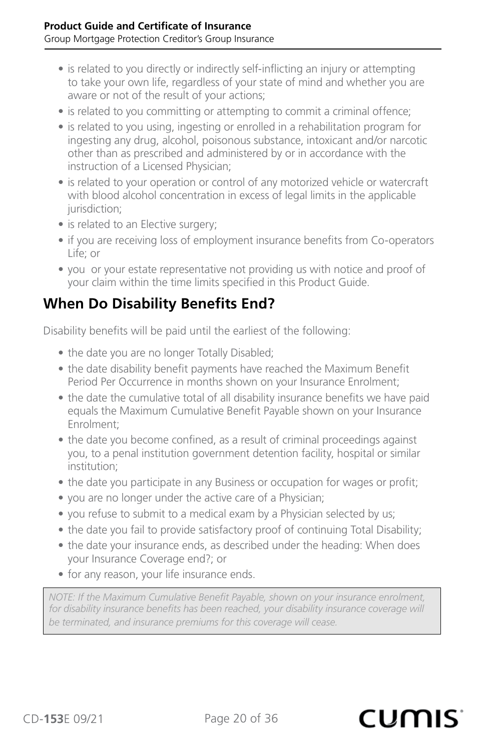- is related to you directly or indirectly self-inflicting an injury or attempting to take your own life, regardless of your state of mind and whether you are aware or not of the result of your actions;
- is related to you committing or attempting to commit a criminal offence;
- is related to you using, ingesting or enrolled in a rehabilitation program for ingesting any drug, alcohol, poisonous substance, intoxicant and/or narcotic other than as prescribed and administered by or in accordance with the instruction of a Licensed Physician;
- is related to your operation or control of any motorized vehicle or watercraft with blood alcohol concentration in excess of legal limits in the applicable jurisdiction;
- is related to an Elective surgery;
- if you are receiving loss of employment insurance benefits from Co-operators Life; or
- you or your estate representative not providing us with notice and proof of your claim within the time limits specified in this Product Guide.

## When Do Disability Benefits End?

Disability benefits will be paid until the earliest of the following:

- the date you are no longer Totally Disabled;
- the date disability benefit payments have reached the Maximum Benefit Period Per Occurrence in months shown on your Insurance Enrolment;
- the date the cumulative total of all disability insurance benefits we have paid equals the Maximum Cumulative Benefit Payable shown on your Insurance Enrolment;
- the date you become confined, as a result of criminal proceedings against you, to a penal institution government detention facility, hospital or similar institution;
- the date you participate in any Business or occupation for wages or profit;
- you are no longer under the active care of a Physician;
- you refuse to submit to a medical exam by a Physician selected by us;
- the date you fail to provide satisfactory proof of continuing Total Disability;
- the date your insurance ends, as described under the heading: When does your Insurance Coverage end?; or
- for any reason, your life insurance ends.

*NOTE: If the Maximum Cumulative Benefit Payable, shown on your insurance enrolment, for disability insurance benefits has been reached, your disability insurance coverage will be terminated, and insurance premiums for this coverage will cease.*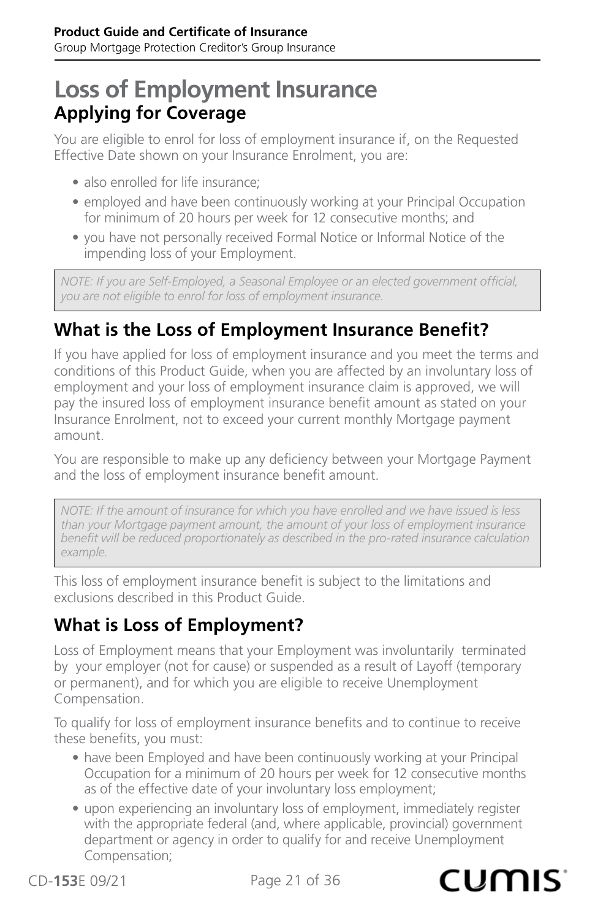# Loss of Employment Insurance

## Applying for Coverage

You are eligible to enrol for loss of employment insurance if, on the Requested Effective Date shown on your Insurance Enrolment, you are:

- also enrolled for life insurance;
- employed and have been continuously working at your Principal Occupation for minimum of 20 hours per week for 12 consecutive months; and
- you have not personally received Formal Notice or Informal Notice of the impending loss of your Employment.

*NOTE: If you are Self-Employed, a Seasonal Employee or an elected government official, you are not eligible to enrol for loss of employment insurance.*

## What is the Loss of Employment Insurance Benefit?

If you have applied for loss of employment insurance and you meet the terms and conditions of this Product Guide, when you are affected by an involuntary loss of employment and your loss of employment insurance claim is approved, we will pay the insured loss of employment insurance benefit amount as stated on your Insurance Enrolment, not to exceed your current monthly Mortgage payment amount.

You are responsible to make up any deficiency between your Mortgage Payment and the loss of employment insurance benefit amount.

*NOTE: If the amount of insurance for which you have enrolled and we have issued is less than your Mortgage payment amount, the amount of your loss of employment insurance benefit will be reduced proportionately as described in the pro-rated insurance calculation example.*

This loss of employment insurance benefit is subject to the limitations and exclusions described in this Product Guide.

## What is Loss of Employment?

Loss of Employment means that your Employment was involuntarily terminated by your employer (not for cause) or suspended as a result of Layoff (temporary or permanent), and for which you are eligible to receive Unemployment Compensation.

To qualify for loss of employment insurance benefits and to continue to receive these benefits, you must:

- have been Employed and have been continuously working at your Principal Occupation for a minimum of 20 hours per week for 12 consecutive months as of the effective date of your involuntary loss employment;
- upon experiencing an involuntary loss of employment, immediately register with the appropriate federal (and, where applicable, provincial) government department or agency in order to qualify for and receive Unemployment Compensation;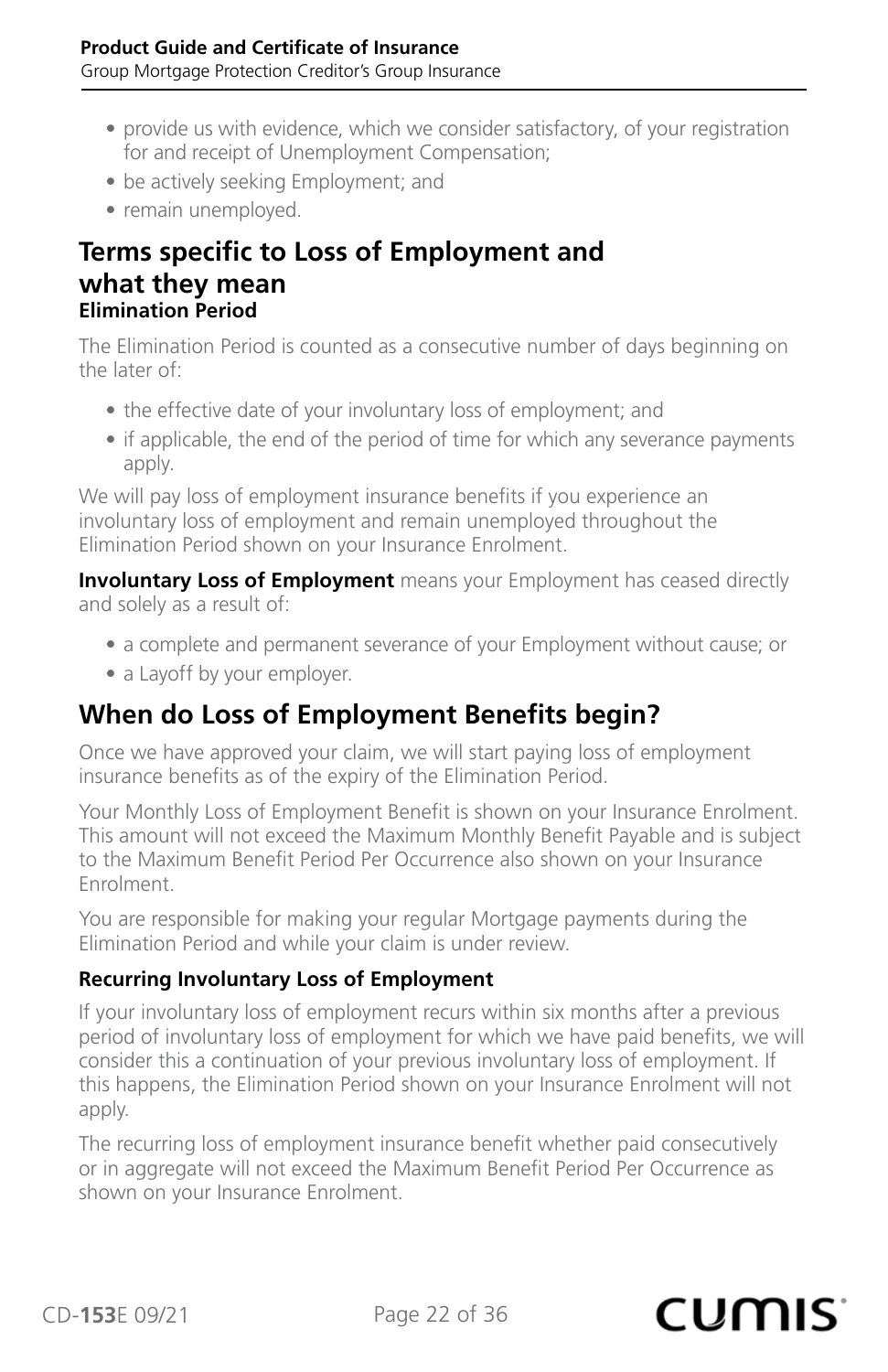- provide us with evidence, which we consider satisfactory, of your registration for and receipt of Unemployment Compensation;
- be actively seeking Employment; and
- remain unemployed.

## Terms specific to Loss of Employment and what they mean

#### Elimination Period

The Elimination Period is counted as a consecutive number of days beginning on the later of:

- the effective date of your involuntary loss of employment; and
- if applicable, the end of the period of time for which any severance payments apply.

We will pay loss of employment insurance benefits if you experience an involuntary loss of employment and remain unemployed throughout the Elimination Period shown on your Insurance Enrolment.

**Involuntary Loss of Employment** means your Employment has ceased directly and solely as a result of:

- a complete and permanent severance of your Employment without cause; or
- a Layoff by your employer.

## When do Loss of Employment Benefits begin?

Once we have approved your claim, we will start paying loss of employment insurance benefits as of the expiry of the Elimination Period.

Your Monthly Loss of Employment Benefit is shown on your Insurance Enrolment. This amount will not exceed the Maximum Monthly Benefit Payable and is subject to the Maximum Benefit Period Per Occurrence also shown on your Insurance Enrolment.

You are responsible for making your regular Mortgage payments during the Elimination Period and while your claim is under review.

#### Recurring Involuntary Loss of Employment

If your involuntary loss of employment recurs within six months after a previous period of involuntary loss of employment for which we have paid benefits, we will consider this a continuation of your previous involuntary loss of employment. If this happens, the Elimination Period shown on your Insurance Enrolment will not apply.

The recurring loss of employment insurance benefit whether paid consecutively or in aggregate will not exceed the Maximum Benefit Period Per Occurrence as shown on your Insurance Enrolment.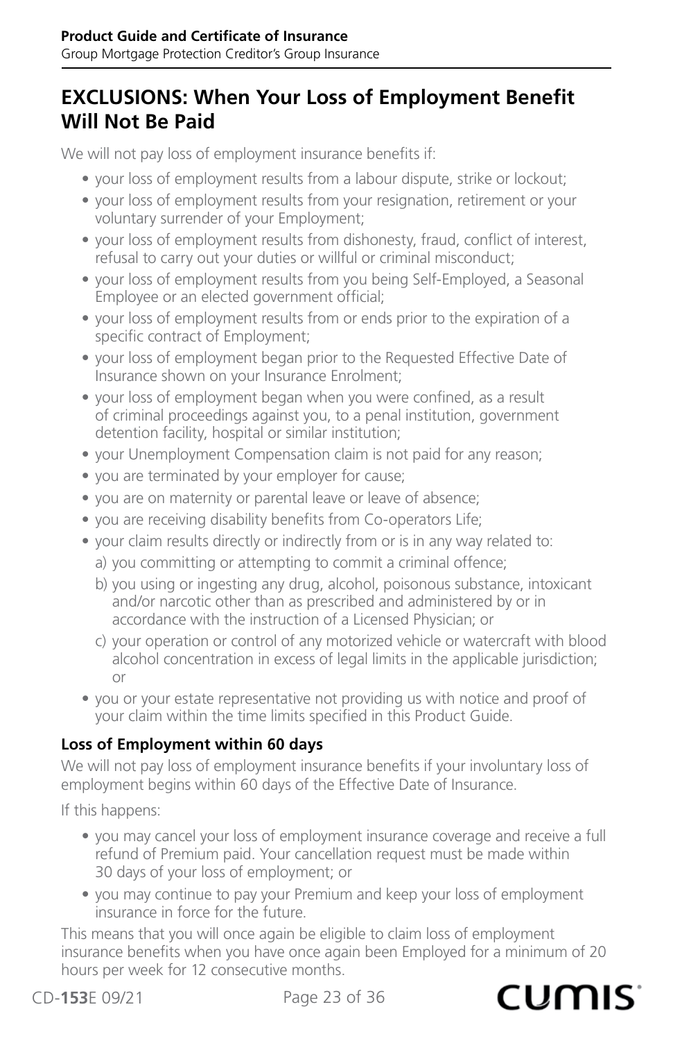## EXCLUSIONS: When Your Loss of Employment Benefit Will Not Be Paid

We will not pay loss of employment insurance benefits if:

- your loss of employment results from a labour dispute, strike or lockout;
- your loss of employment results from your resignation, retirement or your voluntary surrender of your Employment;
- your loss of employment results from dishonesty, fraud, conflict of interest, refusal to carry out your duties or willful or criminal misconduct;
- your loss of employment results from you being Self-Employed, a Seasonal Employee or an elected government official;
- your loss of employment results from or ends prior to the expiration of a specific contract of Employment;
- your loss of employment began prior to the Requested Effective Date of Insurance shown on your Insurance Enrolment;
- your loss of employment began when you were confined, as a result of criminal proceedings against you, to a penal institution, government detention facility, hospital or similar institution;
- your Unemployment Compensation claim is not paid for any reason;
- you are terminated by your employer for cause;
- you are on maternity or parental leave or leave of absence;
- you are receiving disability benefits from Co-operators Life;
- your claim results directly or indirectly from or is in any way related to:
  - a) you committing or attempting to commit a criminal offence;
  - b) you using or ingesting any drug, alcohol, poisonous substance, intoxicant and/or narcotic other than as prescribed and administered by or in accordance with the instruction of a Licensed Physician; or
  - c) your operation or control of any motorized vehicle or watercraft with blood alcohol concentration in excess of legal limits in the applicable jurisdiction; or
- you or your estate representative not providing us with notice and proof of your claim within the time limits specified in this Product Guide.

### Loss of Employment within 60 days

We will not pay loss of employment insurance benefits if your involuntary loss of employment begins within 60 days of the Effective Date of Insurance.

If this happens:

- you may cancel your loss of employment insurance coverage and receive a full refund of Premium paid. Your cancellation request must be made within 30 days of your loss of employment; or
- you may continue to pay your Premium and keep your loss of employment insurance in force for the future.

This means that you will once again be eligible to claim loss of employment insurance benefits when you have once again been Employed for a minimum of 20 hours per week for 12 consecutive months.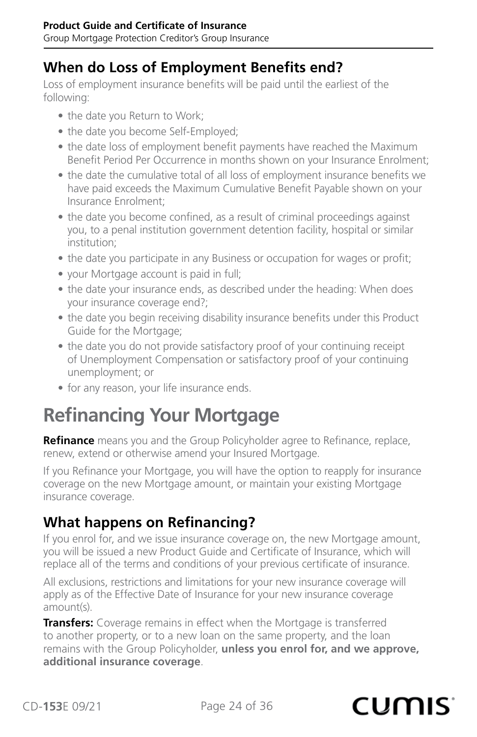## When do Loss of Employment Benefits end?

Loss of employment insurance benefits will be paid until the earliest of the following:

- the date you Return to Work;
- the date you become Self-Employed;
- the date loss of employment benefit payments have reached the Maximum Benefit Period Per Occurrence in months shown on your Insurance Enrolment;
- the date the cumulative total of all loss of employment insurance benefits we have paid exceeds the Maximum Cumulative Benefit Payable shown on your Insurance Enrolment;
- the date you become confined, as a result of criminal proceedings against you, to a penal institution government detention facility, hospital or similar institution;
- the date you participate in any Business or occupation for wages or profit;
- your Mortgage account is paid in full;
- the date your insurance ends, as described under the heading: When does your insurance coverage end?;
- the date you begin receiving disability insurance benefits under this Product Guide for the Mortgage;
- the date you do not provide satisfactory proof of your continuing receipt of Unemployment Compensation or satisfactory proof of your continuing unemployment; or
- for any reason, your life insurance ends.

# Refinancing Your Mortgage

**Refinance** means you and the Group Policyholder agree to Refinance, replace, renew, extend or otherwise amend your Insured Mortgage.

If you Refinance your Mortgage, you will have the option to reapply for insurance coverage on the new Mortgage amount, or maintain your existing Mortgage insurance coverage.

## What happens on Refinancing?

If you enrol for, and we issue insurance coverage on, the new Mortgage amount, you will be issued a new Product Guide and Certificate of Insurance, which will replace all of the terms and conditions of your previous certificate of insurance.

All exclusions, restrictions and limitations for your new insurance coverage will apply as of the Effective Date of Insurance for your new insurance coverage amount(s).

**Transfers:** Coverage remains in effect when the Mortgage is transferred to another property, or to a new loan on the same property, and the loan remains with the Group Policyholder, **unless you enrol for, and we approve, additional insurance coverage**.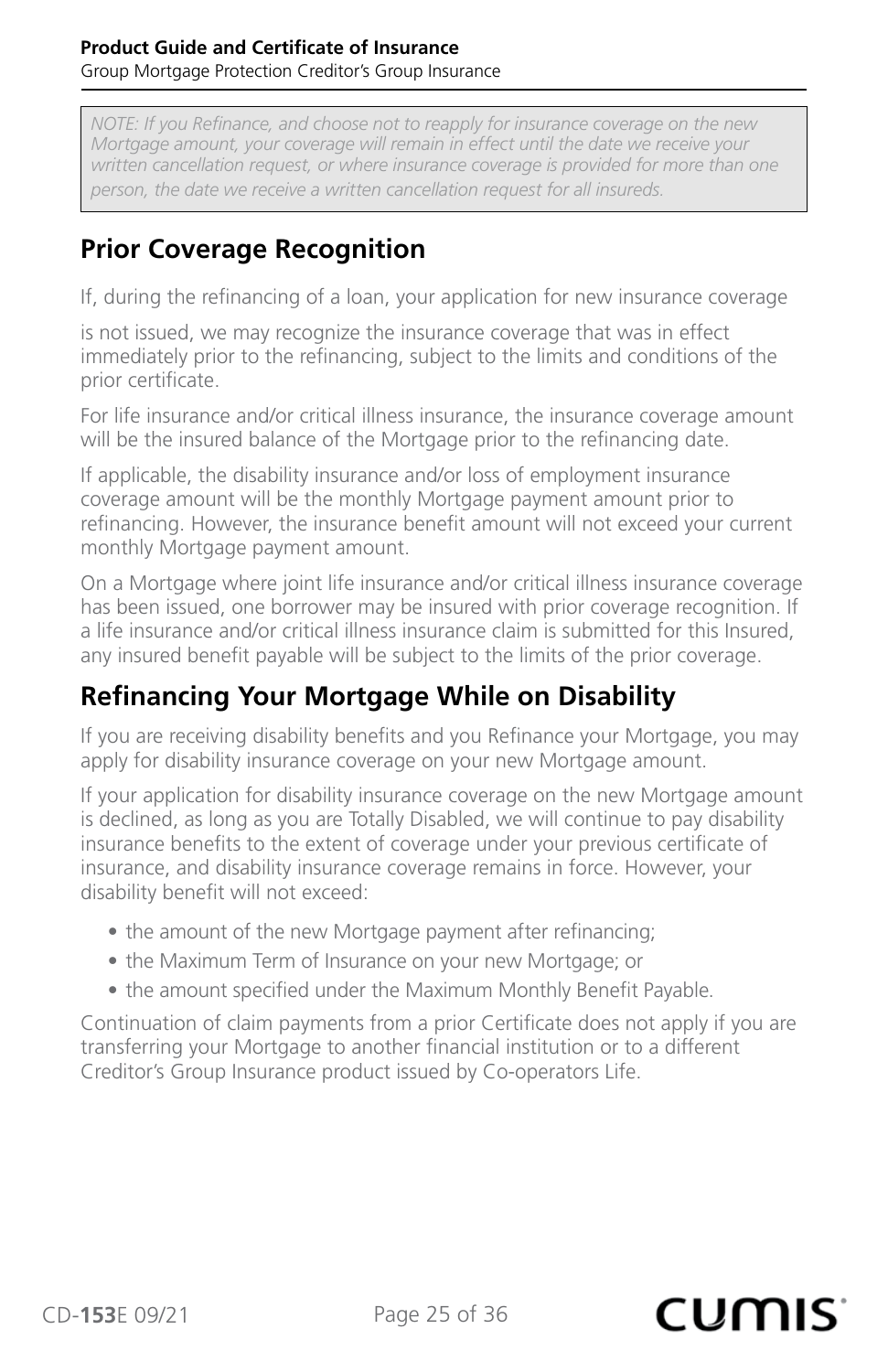*NOTE: If you Refinance, and choose not to reapply for insurance coverage on the new Mortgage amount, your coverage will remain in effect until the date we receive your written cancellation request, or where insurance coverage is provided for more than one person, the date we receive a written cancellation request for all insureds.*

## Prior Coverage Recognition

If, during the refinancing of a loan, your application for new insurance coverage is not issued, we may recognize the insurance coverage that was in effect immediately prior to the refinancing, subject to the limits and conditions of the prior certificate.

For life insurance and/or critical illness insurance, the insurance coverage amount will be the insured balance of the Mortgage prior to the refinancing date.

If applicable, the disability insurance and/or loss of employment insurance coverage amount will be the monthly Mortgage payment amount prior to refinancing. However, the insurance benefit amount will not exceed your current monthly Mortgage payment amount.

On a Mortgage where joint life insurance and/or critical illness insurance coverage has been issued, one borrower may be insured with prior coverage recognition. If a life insurance and/or critical illness insurance claim is submitted for this Insured, any insured benefit payable will be subject to the limits of the prior coverage.

## Refinancing Your Mortgage While on Disability

If you are receiving disability benefits and you Refinance your Mortgage, you may apply for disability insurance coverage on your new Mortgage amount.

If your application for disability insurance coverage on the new Mortgage amount is declined, as long as you are Totally Disabled, we will continue to pay disability insurance benefits to the extent of coverage under your previous certificate of insurance, and disability insurance coverage remains in force. However, your disability benefit will not exceed:

- the amount of the new Mortgage payment after refinancing;
- the Maximum Term of Insurance on your new Mortgage; or
- the amount specified under the Maximum Monthly Benefit Payable.

Continuation of claim payments from a prior Certificate does not apply if you are transferring your Mortgage to another financial institution or to a different Creditor's Group Insurance product issued by Co-operators Life.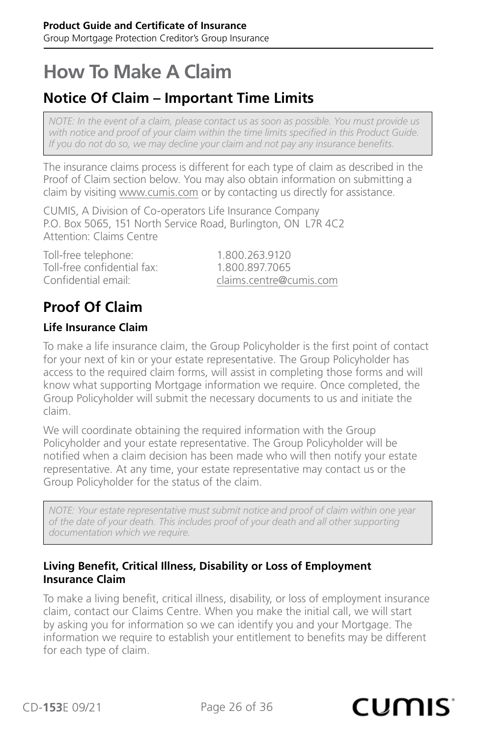# How To Make A Claim

## Notice Of Claim – Important Time Limits

*NOTE: In the event of a claim, please contact us as soon as possible. You must provide us with notice and proof of your claim within the time limits specified in this Product Guide. If you do not do so, we may decline your claim and not pay any insurance benefits.*

The insurance claims process is different for each type of claim as described in the Proof of Claim section below. You may also obtain information on submitting a claim by visiting www.cumis.com or by contacting us directly for assistance.

CUMIS, A Division of Co-operators Life Insurance Company
P.O. Box 5065, 151 North Service Road, Burlington, ON L7R 4C2
Attention: Claims Centre

Toll-free telephone: 1.800.263.9120
Toll-free confidential fax: 1.800.897.7065
Confidential email: claims.centre@cumis.com

## Proof Of Claim

### Life Insurance Claim

To make a life insurance claim, the Group Policyholder is the first point of contact for your next of kin or your estate representative. The Group Policyholder has access to the required claim forms, will assist in completing those forms and will know what supporting Mortgage information we require. Once completed, the Group Policyholder will submit the necessary documents to us and initiate the claim.

We will coordinate obtaining the required information with the Group Policyholder and your estate representative. The Group Policyholder will be notified when a claim decision has been made who will then notify your estate representative. At any time, your estate representative may contact us or the Group Policyholder for the status of the claim.

*NOTE: Your estate representative must submit notice and proof of claim within one year of the date of your death. This includes proof of your death and all other supporting documentation which we require.*

### Living Benefit, Critical Illness, Disability or Loss of Employment Insurance Claim

To make a living benefit, critical illness, disability, or loss of employment insurance claim, contact our Claims Centre. When you make the initial call, we will start by asking you for information so we can identify you and your Mortgage. The information we require to establish your entitlement to benefits may be different for each type of claim.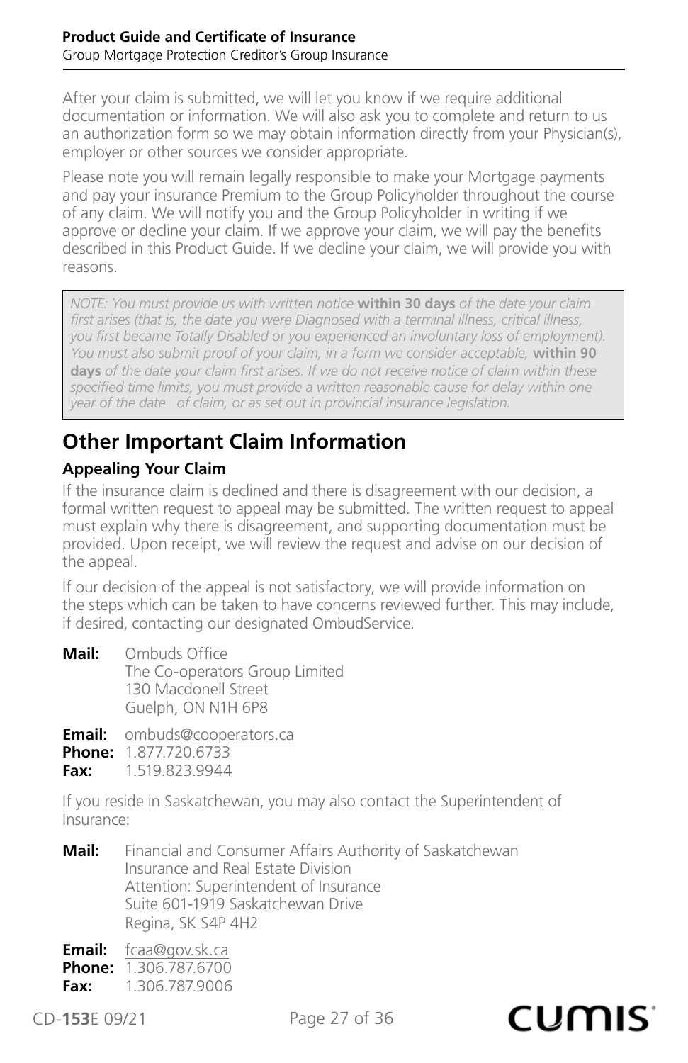After your claim is submitted, we will let you know if we require additional documentation or information. We will also ask you to complete and return to us an authorization form so we may obtain information directly from your Physician(s), employer or other sources we consider appropriate.

Please note you will remain legally responsible to make your Mortgage payments and pay your insurance Premium to the Group Policyholder throughout the course of any claim. We will notify you and the Group Policyholder in writing if we approve or decline your claim. If we approve your claim, we will pay the benefits described in this Product Guide. If we decline your claim, we will provide you with reasons.

> *NOTE: You must provide us with written notice* ***within 30 days*** *of the date your claim first arises (that is, the date you were Diagnosed with a terminal illness, critical illness, you first became Totally Disabled or you experienced an involuntary loss of employment). You must also submit proof of your claim, in a form we consider acceptable,* ***within 90 days*** *of the date your claim first arises. If we do not receive notice of claim within these specified time limits, you must provide a written reasonable cause for delay within one year of the date of claim, or as set out in provincial insurance legislation.*

## Other Important Claim Information

### Appealing Your Claim

If the insurance claim is declined and there is disagreement with our decision, a formal written request to appeal may be submitted. The written request to appeal must explain why there is disagreement, and supporting documentation must be provided. Upon receipt, we will review the request and advise on our decision of the appeal.

If our decision of the appeal is not satisfactory, we will provide information on the steps which can be taken to have concerns reviewed further. This may include, if desired, contacting our designated OmbudService.

**Mail:** Ombuds Office
The Co-operators Group Limited
130 Macdonell Street
Guelph, ON N1H 6P8

**Email:** ombuds@cooperators.ca
**Phone:** 1.877.720.6733
**Fax:** 1.519.823.9944

If you reside in Saskatchewan, you may also contact the Superintendent of Insurance:

**Mail:** Financial and Consumer Affairs Authority of Saskatchewan
Insurance and Real Estate Division
Attention: Superintendent of Insurance
Suite 601-1919 Saskatchewan Drive
Regina, SK S4P 4H2

**Email:** fcaa@gov.sk.ca
**Phone:** 1.306.787.6700
**Fax:** 1.306.787.9006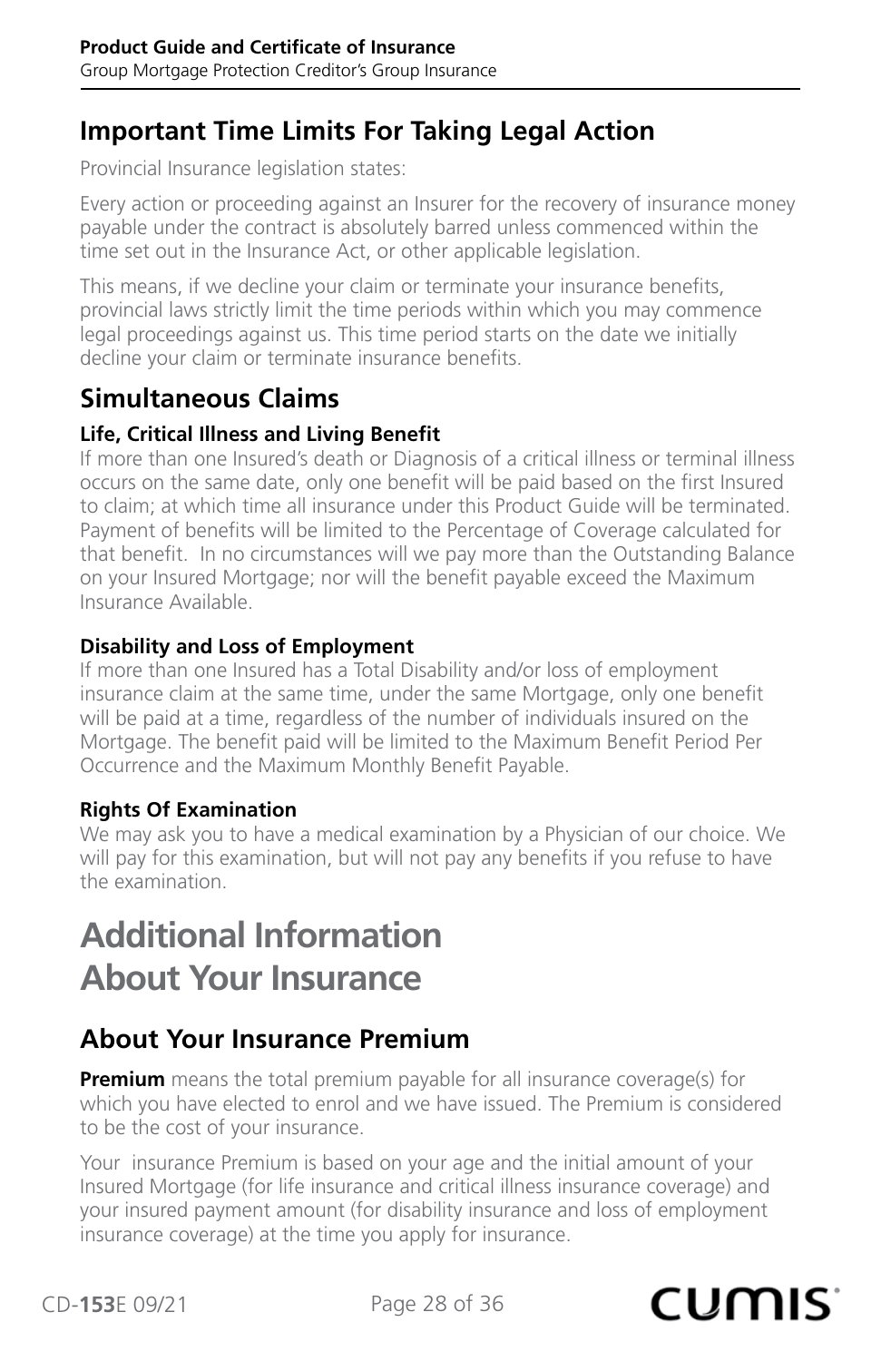## Important Time Limits For Taking Legal Action

Provincial Insurance legislation states:

Every action or proceeding against an Insurer for the recovery of insurance money payable under the contract is absolutely barred unless commenced within the time set out in the Insurance Act, or other applicable legislation.

This means, if we decline your claim or terminate your insurance benefits, provincial laws strictly limit the time periods within which you may commence legal proceedings against us. This time period starts on the date we initially decline your claim or terminate insurance benefits.

## Simultaneous Claims

### Life, Critical Illness and Living Benefit

If more than one Insured's death or Diagnosis of a critical illness or terminal illness occurs on the same date, only one benefit will be paid based on the first Insured to claim; at which time all insurance under this Product Guide will be terminated. Payment of benefits will be limited to the Percentage of Coverage calculated for that benefit. In no circumstances will we pay more than the Outstanding Balance on your Insured Mortgage; nor will the benefit payable exceed the Maximum Insurance Available.

### Disability and Loss of Employment

If more than one Insured has a Total Disability and/or loss of employment insurance claim at the same time, under the same Mortgage, only one benefit will be paid at a time, regardless of the number of individuals insured on the Mortgage. The benefit paid will be limited to the Maximum Benefit Period Per Occurrence and the Maximum Monthly Benefit Payable.

### Rights Of Examination

We may ask you to have a medical examination by a Physician of our choice. We will pay for this examination, but will not pay any benefits if you refuse to have the examination.

# Additional Information About Your Insurance

## About Your Insurance Premium

**Premium** means the total premium payable for all insurance coverage(s) for which you have elected to enrol and we have issued. The Premium is considered to be the cost of your insurance.

Your insurance Premium is based on your age and the initial amount of your Insured Mortgage (for life insurance and critical illness insurance coverage) and your insured payment amount (for disability insurance and loss of employment insurance coverage) at the time you apply for insurance.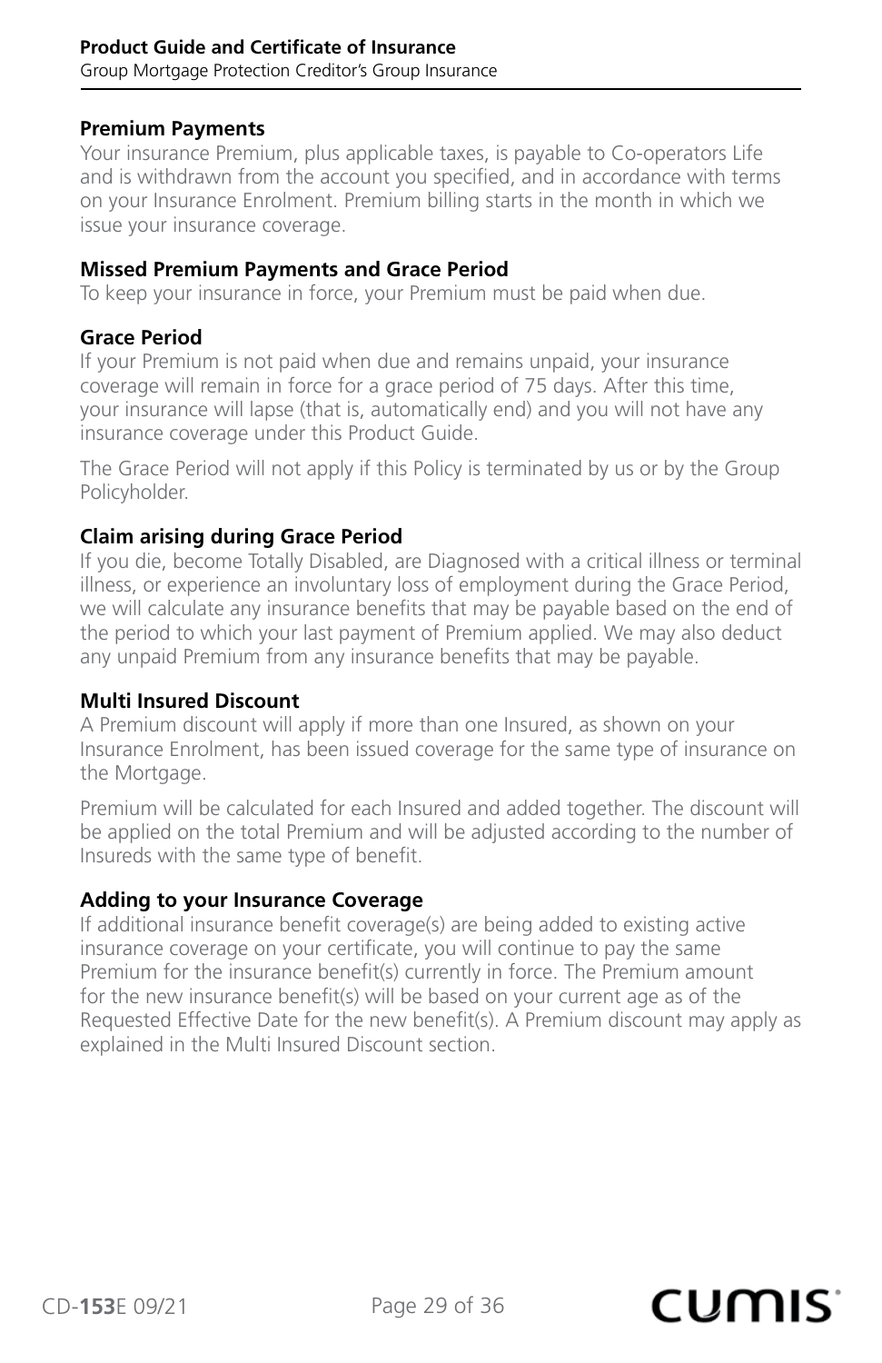### Premium Payments

Your insurance Premium, plus applicable taxes, is payable to Co-operators Life and is withdrawn from the account you specified, and in accordance with terms on your Insurance Enrolment. Premium billing starts in the month in which we issue your insurance coverage.

### Missed Premium Payments and Grace Period

To keep your insurance in force, your Premium must be paid when due.

### Grace Period

If your Premium is not paid when due and remains unpaid, your insurance coverage will remain in force for a grace period of 75 days. After this time, your insurance will lapse (that is, automatically end) and you will not have any insurance coverage under this Product Guide.

The Grace Period will not apply if this Policy is terminated by us or by the Group Policyholder.

### Claim arising during Grace Period

If you die, become Totally Disabled, are Diagnosed with a critical illness or terminal illness, or experience an involuntary loss of employment during the Grace Period, we will calculate any insurance benefits that may be payable based on the end of the period to which your last payment of Premium applied. We may also deduct any unpaid Premium from any insurance benefits that may be payable.

### Multi Insured Discount

A Premium discount will apply if more than one Insured, as shown on your Insurance Enrolment, has been issued coverage for the same type of insurance on the Mortgage.

Premium will be calculated for each Insured and added together. The discount will be applied on the total Premium and will be adjusted according to the number of Insureds with the same type of benefit.

### Adding to your Insurance Coverage

If additional insurance benefit coverage(s) are being added to existing active insurance coverage on your certificate, you will continue to pay the same Premium for the insurance benefit(s) currently in force. The Premium amount for the new insurance benefit(s) will be based on your current age as of the Requested Effective Date for the new benefit(s). A Premium discount may apply as explained in the Multi Insured Discount section.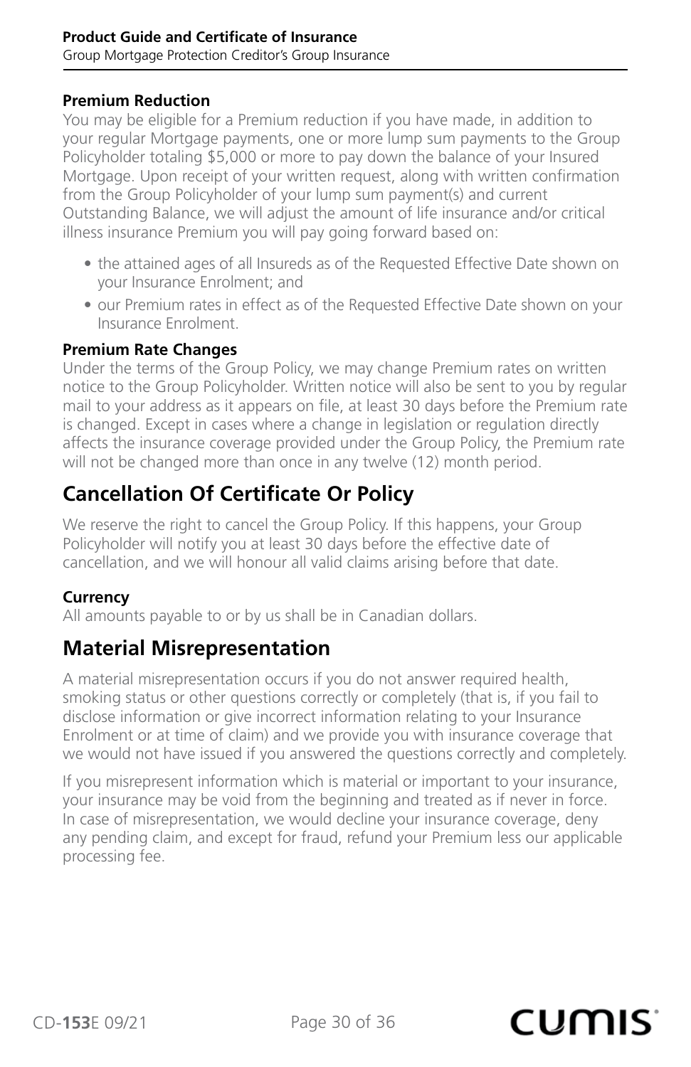### Premium Reduction

You may be eligible for a Premium reduction if you have made, in addition to your regular Mortgage payments, one or more lump sum payments to the Group Policyholder totaling $5,000 or more to pay down the balance of your Insured Mortgage. Upon receipt of your written request, along with written confirmation from the Group Policyholder of your lump sum payment(s) and current Outstanding Balance, we will adjust the amount of life insurance and/or critical illness insurance Premium you will pay going forward based on:

- the attained ages of all Insureds as of the Requested Effective Date shown on your Insurance Enrolment; and
- our Premium rates in effect as of the Requested Effective Date shown on your Insurance Enrolment.

### Premium Rate Changes

Under the terms of the Group Policy, we may change Premium rates on written notice to the Group Policyholder. Written notice will also be sent to you by regular mail to your address as it appears on file, at least 30 days before the Premium rate is changed. Except in cases where a change in legislation or regulation directly affects the insurance coverage provided under the Group Policy, the Premium rate will not be changed more than once in any twelve (12) month period.

## Cancellation Of Certificate Or Policy

We reserve the right to cancel the Group Policy. If this happens, your Group Policyholder will notify you at least 30 days before the effective date of cancellation, and we will honour all valid claims arising before that date.

### Currency

All amounts payable to or by us shall be in Canadian dollars.

## Material Misrepresentation

A material misrepresentation occurs if you do not answer required health, smoking status or other questions correctly or completely (that is, if you fail to disclose information or give incorrect information relating to your Insurance Enrolment or at time of claim) and we provide you with insurance coverage that we would not have issued if you answered the questions correctly and completely.

If you misrepresent information which is material or important to your insurance, your insurance may be void from the beginning and treated as if never in force. In case of misrepresentation, we would decline your insurance coverage, deny any pending claim, and except for fraud, refund your Premium less our applicable processing fee.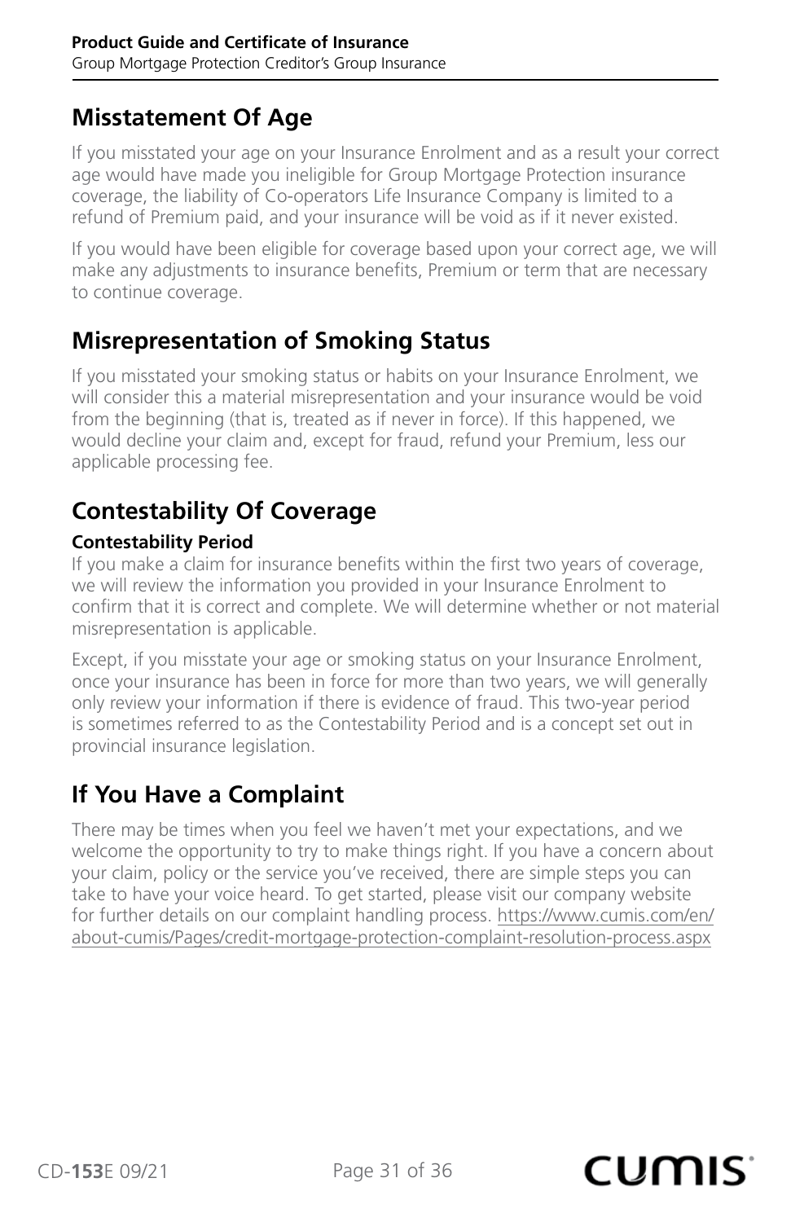## Misstatement Of Age

If you misstated your age on your Insurance Enrolment and as a result your correct age would have made you ineligible for Group Mortgage Protection insurance coverage, the liability of Co-operators Life Insurance Company is limited to a refund of Premium paid, and your insurance will be void as if it never existed.

If you would have been eligible for coverage based upon your correct age, we will make any adjustments to insurance benefits, Premium or term that are necessary to continue coverage.

## Misrepresentation of Smoking Status

If you misstated your smoking status or habits on your Insurance Enrolment, we will consider this a material misrepresentation and your insurance would be void from the beginning (that is, treated as if never in force). If this happened, we would decline your claim and, except for fraud, refund your Premium, less our applicable processing fee.

## Contestability Of Coverage

**Contestability Period**

If you make a claim for insurance benefits within the first two years of coverage, we will review the information you provided in your Insurance Enrolment to confirm that it is correct and complete. We will determine whether or not material misrepresentation is applicable.

Except, if you misstate your age or smoking status on your Insurance Enrolment, once your insurance has been in force for more than two years, we will generally only review your information if there is evidence of fraud. This two-year period is sometimes referred to as the Contestability Period and is a concept set out in provincial insurance legislation.

## If You Have a Complaint

There may be times when you feel we haven't met your expectations, and we welcome the opportunity to try to make things right. If you have a concern about your claim, policy or the service you've received, there are simple steps you can take to have your voice heard. To get started, please visit our company website for further details on our complaint handling process. https://www.cumis.com/en/about-cumis/Pages/credit-mortgage-protection-complaint-resolution-process.aspx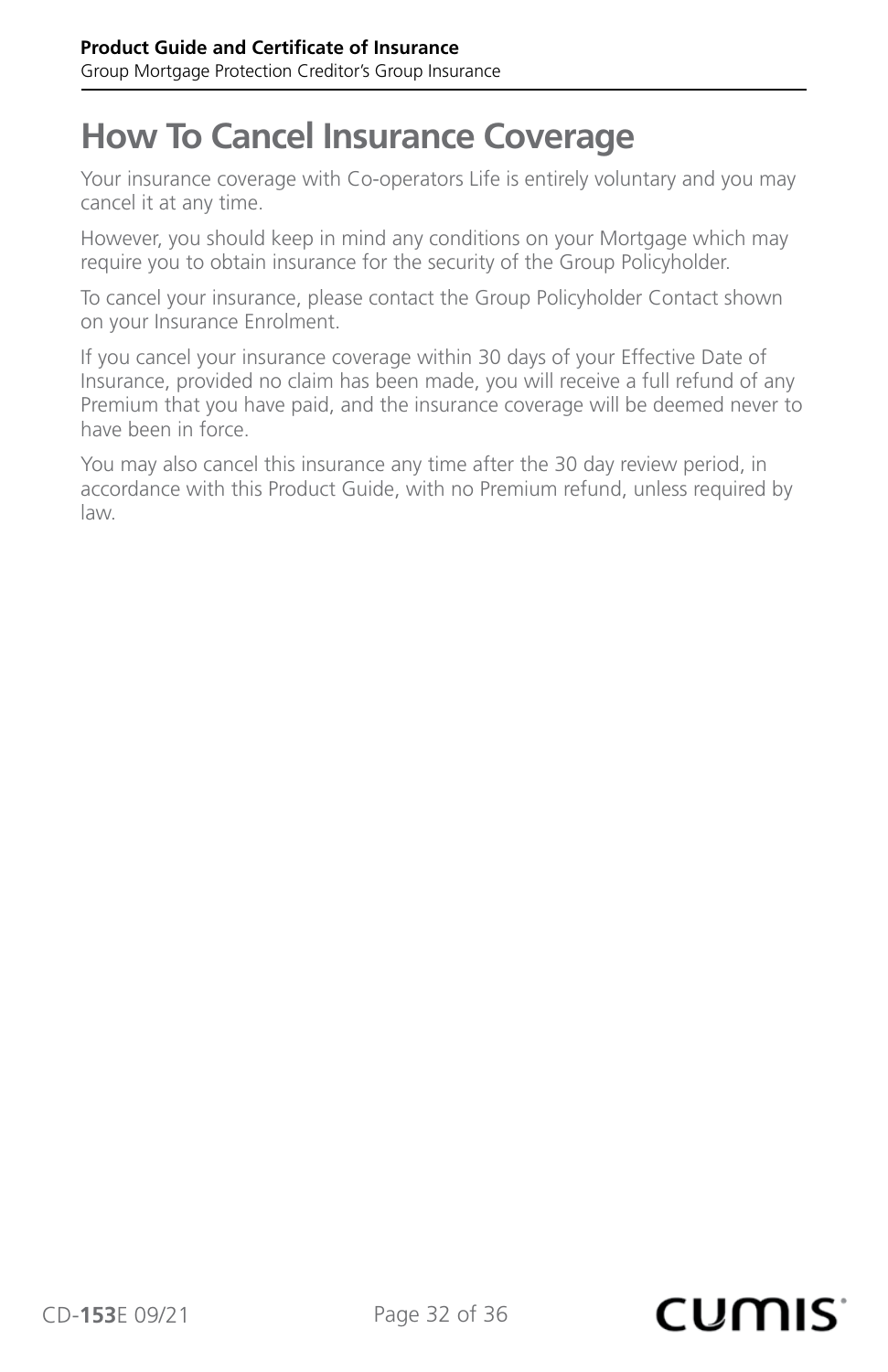# How To Cancel Insurance Coverage

Your insurance coverage with Co-operators Life is entirely voluntary and you may cancel it at any time.

However, you should keep in mind any conditions on your Mortgage which may require you to obtain insurance for the security of the Group Policyholder.

To cancel your insurance, please contact the Group Policyholder Contact shown on your Insurance Enrolment.

If you cancel your insurance coverage within 30 days of your Effective Date of Insurance, provided no claim has been made, you will receive a full refund of any Premium that you have paid, and the insurance coverage will be deemed never to have been in force.

You may also cancel this insurance any time after the 30 day review period, in accordance with this Product Guide, with no Premium refund, unless required by law.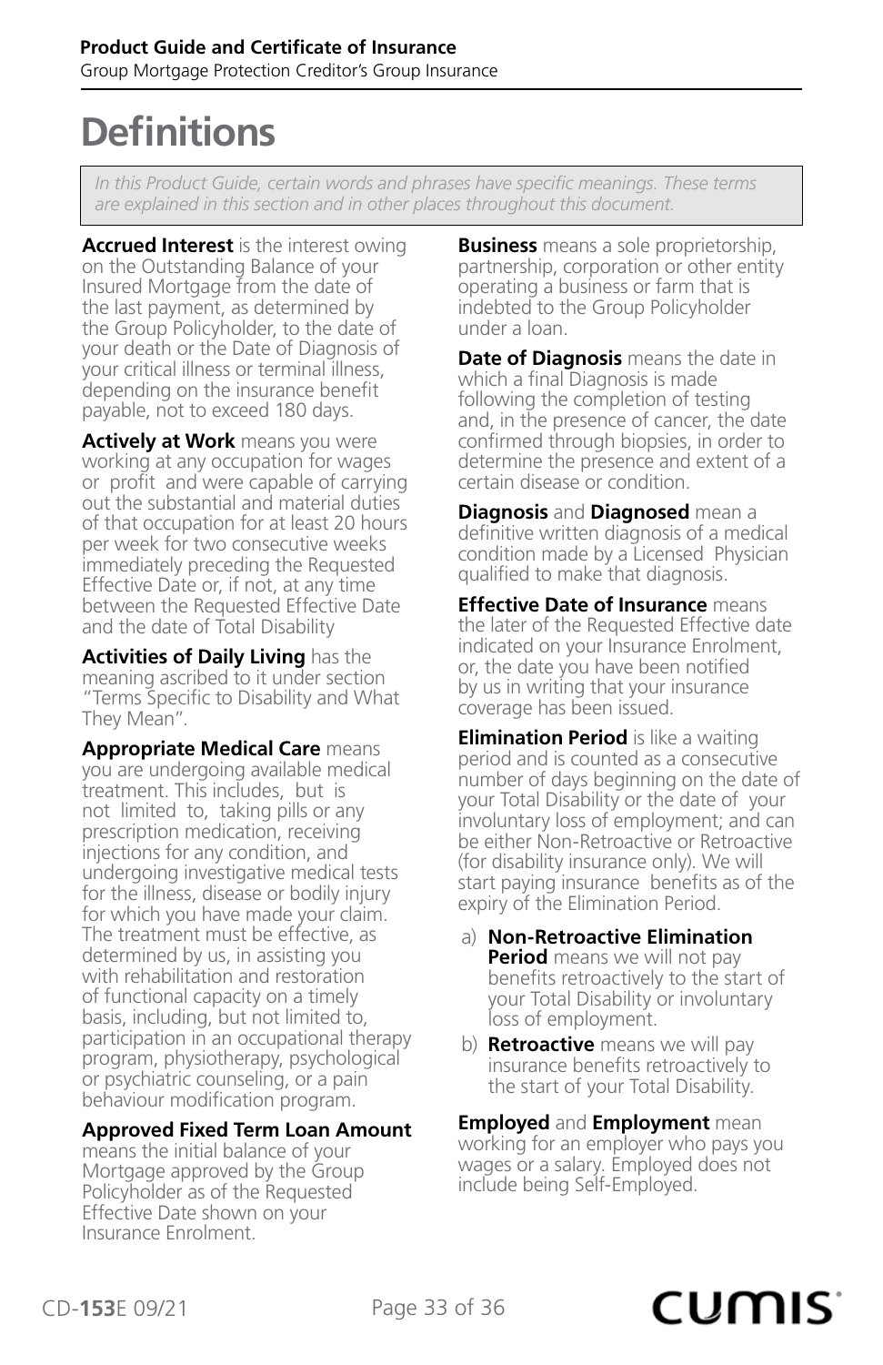# Definitions

*In this Product Guide, certain words and phrases have specific meanings. These terms are explained in this section and in other places throughout this document.*

**Accrued Interest** is the interest owing on the Outstanding Balance of your Insured Mortgage from the date of the last payment, as determined by the Group Policyholder, to the date of your death or the Date of Diagnosis of your critical illness or terminal illness, depending on the insurance benefit payable, not to exceed 180 days.

**Actively at Work** means you were working at any occupation for wages or profit and were capable of carrying out the substantial and material duties of that occupation for at least 20 hours per week for two consecutive weeks immediately preceding the Requested Effective Date or, if not, at any time between the Requested Effective Date and the date of Total Disability

**Activities of Daily Living** has the meaning ascribed to it under section "Terms Specific to Disability and What They Mean".

**Appropriate Medical Care** means you are undergoing available medical treatment. This includes, but is not limited to, taking pills or any prescription medication, receiving injections for any condition, and undergoing investigative medical tests for the illness, disease or bodily injury for which you have made your claim. The treatment must be effective, as determined by us, in assisting you with rehabilitation and restoration of functional capacity on a timely basis, including, but not limited to, participation in an occupational therapy program, physiotherapy, psychological or psychiatric counseling, or a pain behaviour modification program.

**Approved Fixed Term Loan Amount** means the initial balance of your Mortgage approved by the Group Policyholder as of the Requested Effective Date shown on your Insurance Enrolment.

**Business** means a sole proprietorship, partnership, corporation or other entity operating a business or farm that is indebted to the Group Policyholder under a loan.

**Date of Diagnosis** means the date in which a final Diagnosis is made following the completion of testing and, in the presence of cancer, the date confirmed through biopsies, in order to determine the presence and extent of a certain disease or condition.

**Diagnosis** and **Diagnosed** mean a definitive written diagnosis of a medical condition made by a Licensed Physician qualified to make that diagnosis.

**Effective Date of Insurance** means the later of the Requested Effective date indicated on your Insurance Enrolment, or, the date you have been notified by us in writing that your insurance coverage has been issued.

**Elimination Period** is like a waiting period and is counted as a consecutive number of days beginning on the date of your Total Disability or the date of your involuntary loss of employment; and can be either Non-Retroactive or Retroactive (for disability insurance only). We will start paying insurance benefits as of the expiry of the Elimination Period.

a) **Non-Retroactive Elimination Period** means we will not pay benefits retroactively to the start of your Total Disability or involuntary loss of employment.

b) **Retroactive** means we will pay insurance benefits retroactively to the start of your Total Disability.

**Employed** and **Employment** mean working for an employer who pays you wages or a salary. Employed does not include being Self-Employed.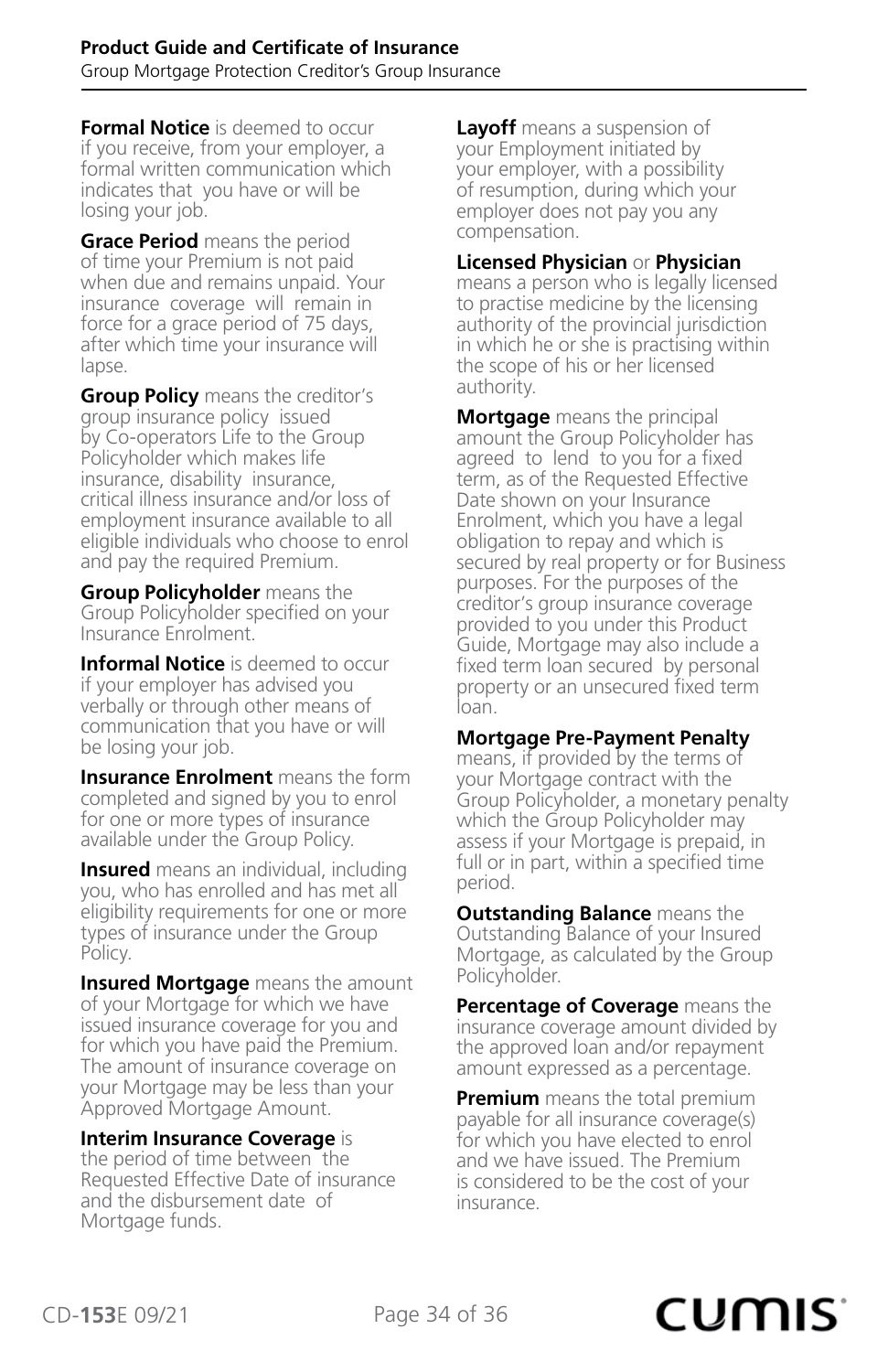**Formal Notice** is deemed to occur if you receive, from your employer, a formal written communication which indicates that you have or will be losing your job.

**Grace Period** means the period of time your Premium is not paid when due and remains unpaid. Your insurance coverage will remain in force for a grace period of 75 days, after which time your insurance will lapse.

**Group Policy** means the creditor's group insurance policy issued by Co-operators Life to the Group Policyholder which makes life insurance, disability insurance, critical illness insurance and/or loss of employment insurance available to all eligible individuals who choose to enrol and pay the required Premium.

**Group Policyholder** means the Group Policyholder specified on your Insurance Enrolment.

**Informal Notice** is deemed to occur if your employer has advised you verbally or through other means of communication that you have or will be losing your job.

**Insurance Enrolment** means the form completed and signed by you to enrol for one or more types of insurance available under the Group Policy.

**Insured** means an individual, including you, who has enrolled and has met all eligibility requirements for one or more types of insurance under the Group Policy.

**Insured Mortgage** means the amount of your Mortgage for which we have issued insurance coverage for you and for which you have paid the Premium. The amount of insurance coverage on your Mortgage may be less than your Approved Mortgage Amount.

**Interim Insurance Coverage** is the period of time between the Requested Effective Date of insurance and the disbursement date of Mortgage funds.

**Layoff** means a suspension of your Employment initiated by your employer, with a possibility of resumption, during which your employer does not pay you any compensation.

**Licensed Physician** or **Physician** means a person who is legally licensed to practise medicine by the licensing authority of the provincial jurisdiction in which he or she is practising within the scope of his or her licensed authority.

**Mortgage** means the principal amount the Group Policyholder has agreed to lend to you for a fixed term, as of the Requested Effective Date shown on your Insurance Enrolment, which you have a legal obligation to repay and which is secured by real property or for Business purposes. For the purposes of the creditor's group insurance coverage provided to you under this Product Guide, Mortgage may also include a fixed term loan secured by personal property or an unsecured fixed term loan.

**Mortgage Pre-Payment Penalty** means, if provided by the terms of your Mortgage contract with the Group Policyholder, a monetary penalty which the Group Policyholder may assess if your Mortgage is prepaid, in full or in part, within a specified time period.

**Outstanding Balance** means the Outstanding Balance of your Insured Mortgage, as calculated by the Group Policyholder.

**Percentage of Coverage** means the insurance coverage amount divided by the approved loan and/or repayment amount expressed as a percentage.

**Premium** means the total premium payable for all insurance coverage(s) for which you have elected to enrol and we have issued. The Premium is considered to be the cost of your insurance.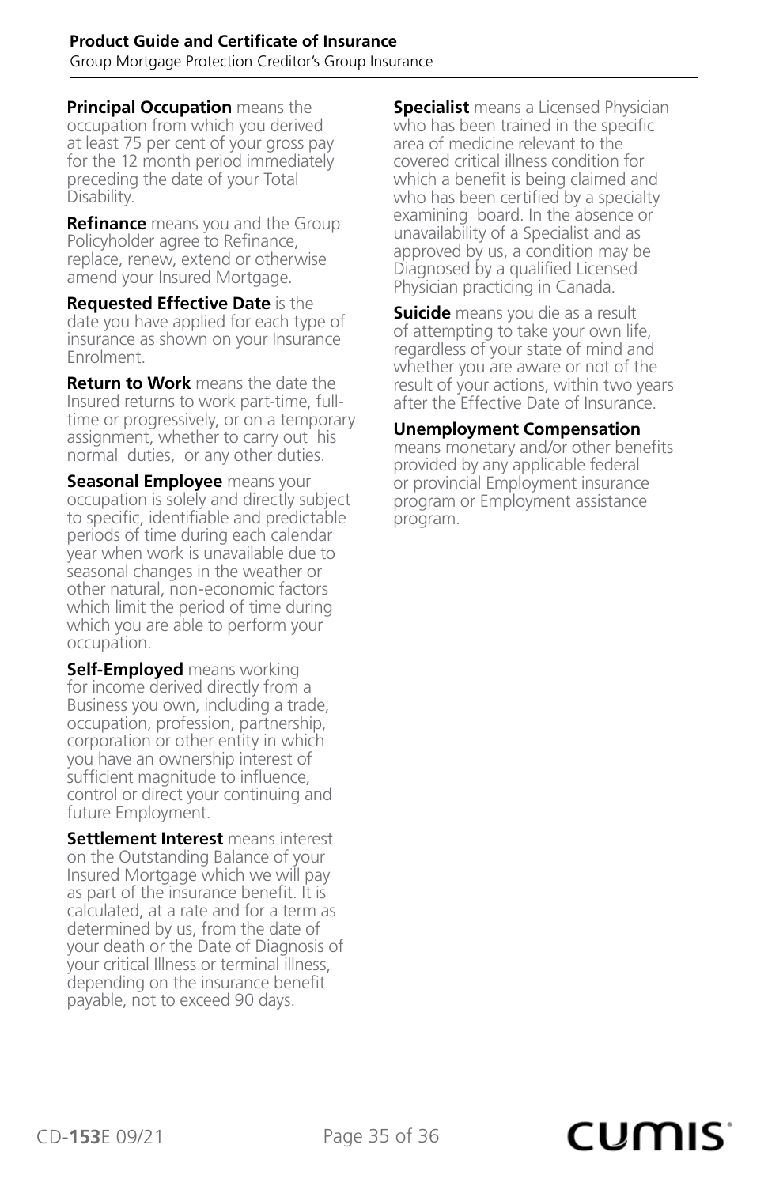**Principal Occupation** means the occupation from which you derived at least 75 per cent of your gross pay for the 12 month period immediately preceding the date of your Total Disability.

**Refinance** means you and the Group Policyholder agree to Refinance, replace, renew, extend or otherwise amend your Insured Mortgage.

**Requested Effective Date** is the date you have applied for each type of insurance as shown on your Insurance Enrolment.

**Return to Work** means the date the Insured returns to work part-time, full-time or progressively, or on a temporary assignment, whether to carry out his normal duties, or any other duties.

**Seasonal Employee** means your occupation is solely and directly subject to specific, identifiable and predictable periods of time during each calendar year when work is unavailable due to seasonal changes in the weather or other natural, non-economic factors which limit the period of time during which you are able to perform your occupation.

**Self-Employed** means working for income derived directly from a Business you own, including a trade, occupation, profession, partnership, corporation or other entity in which you have an ownership interest of sufficient magnitude to influence, control or direct your continuing and future Employment.

**Settlement Interest** means interest on the Outstanding Balance of your Insured Mortgage which we will pay as part of the insurance benefit. It is calculated, at a rate and for a term as determined by us, from the date of your death or the Date of Diagnosis of your critical Illness or terminal illness, depending on the insurance benefit payable, not to exceed 90 days.

**Specialist** means a Licensed Physician who has been trained in the specific area of medicine relevant to the covered critical illness condition for which a benefit is being claimed and who has been certified by a specialty examining board. In the absence or unavailability of a Specialist and as approved by us, a condition may be Diagnosed by a qualified Licensed Physician practicing in Canada.

**Suicide** means you die as a result of attempting to take your own life, regardless of your state of mind and whether you are aware or not of the result of your actions, within two years after the Effective Date of Insurance.

**Unemployment Compensation** means monetary and/or other benefits provided by any applicable federal or provincial Employment insurance program or Employment assistance program.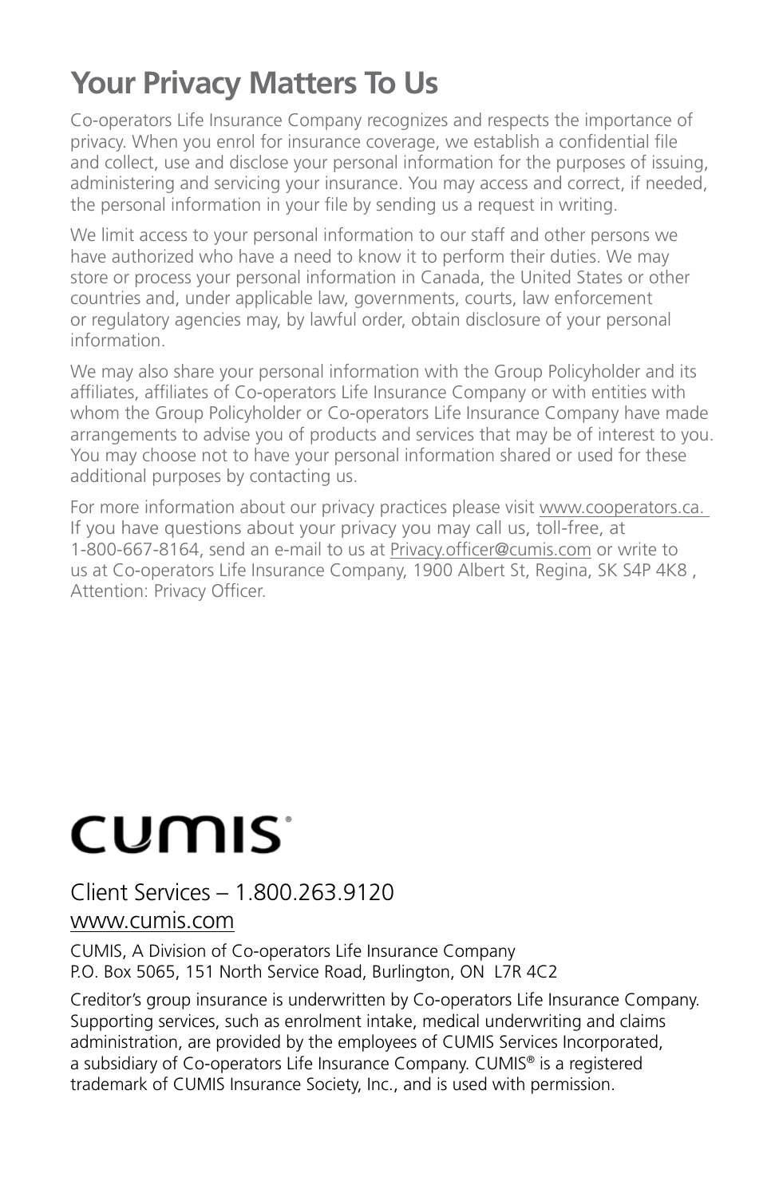# Your Privacy Matters To Us

Co-operators Life Insurance Company recognizes and respects the importance of privacy. When you enrol for insurance coverage, we establish a confidential file and collect, use and disclose your personal information for the purposes of issuing, administering and servicing your insurance. You may access and correct, if needed, the personal information in your file by sending us a request in writing.

We limit access to your personal information to our staff and other persons we have authorized who have a need to know it to perform their duties. We may store or process your personal information in Canada, the United States or other countries and, under applicable law, governments, courts, law enforcement or regulatory agencies may, by lawful order, obtain disclosure of your personal information.

We may also share your personal information with the Group Policyholder and its affiliates, affiliates of Co-operators Life Insurance Company or with entities with whom the Group Policyholder or Co-operators Life Insurance Company have made arrangements to advise you of products and services that may be of interest to you. You may choose not to have your personal information shared or used for these additional purposes by contacting us.

For more information about our privacy practices please visit www.cooperators.ca. If you have questions about your privacy you may call us, toll-free, at 1-800-667-8164, send an e-mail to us at Privacy.officer@cumis.com or write to us at Co-operators Life Insurance Company, 1900 Albert St, Regina, SK S4P 4K8 , Attention: Privacy Officer.

CUMIS®

Client Services – 1.800.263.9120
www.cumis.com

CUMIS, A Division of Co-operators Life Insurance Company
P.O. Box 5065, 151 North Service Road, Burlington, ON L7R 4C2

Creditor's group insurance is underwritten by Co-operators Life Insurance Company. Supporting services, such as enrolment intake, medical underwriting and claims administration, are provided by the employees of CUMIS Services Incorporated, a subsidiary of Co-operators Life Insurance Company. CUMIS® is a registered trademark of CUMIS Insurance Society, Inc., and is used with permission.